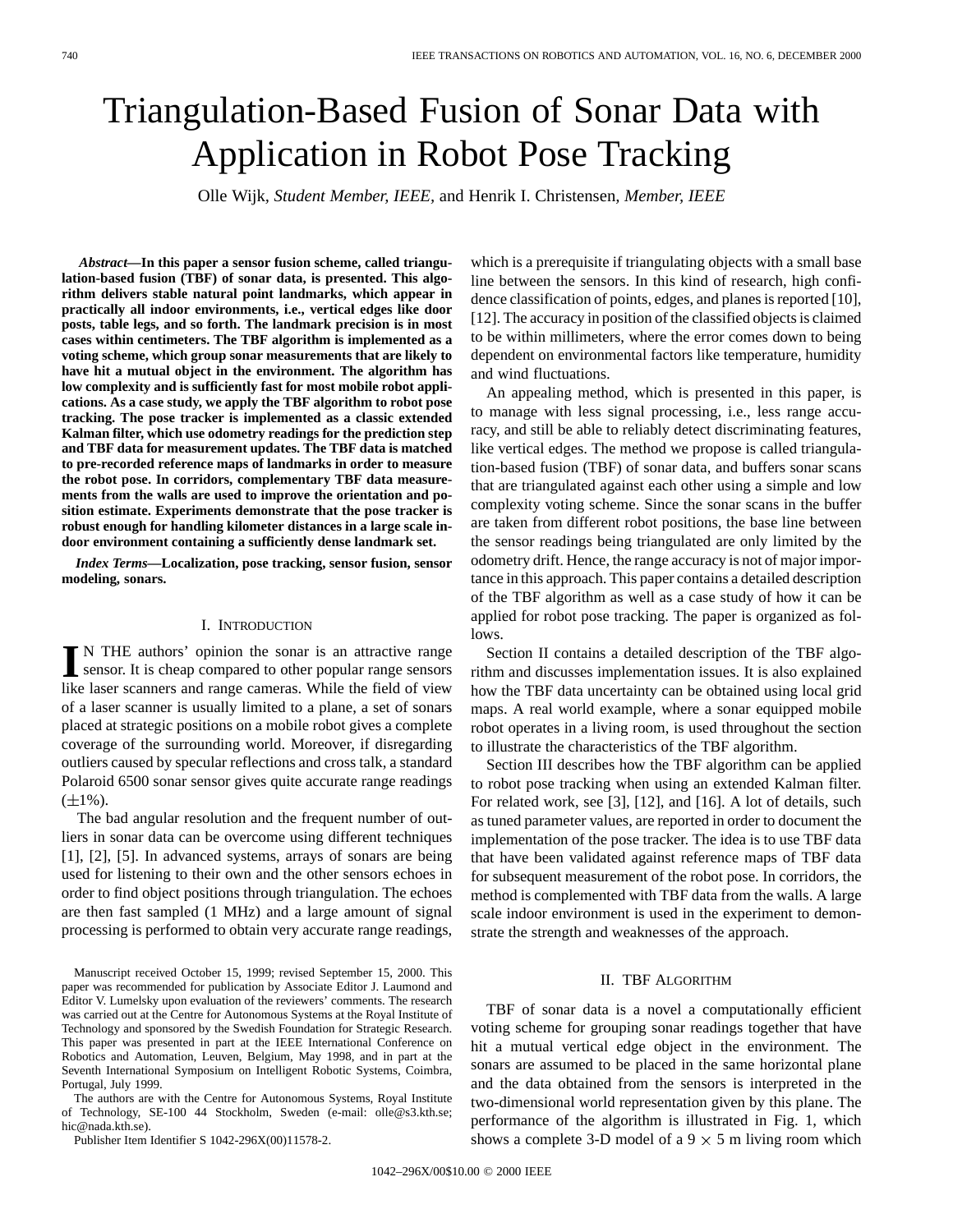# Triangulation-Based Fusion of Sonar Data with Application in Robot Pose Tracking

Olle Wijk, *Student Member, IEEE*, and Henrik I. Christensen, *Member, IEEE*

***Abstract*—In this paper a sensor fusion scheme, called triangulation-based fusion (TBF) of sonar data, is presented. This algorithm delivers stable natural point landmarks, which appear in practically all indoor environments, i.e., vertical edges like door posts, table legs, and so forth. The landmark precision is in most cases within centimeters. The TBF algorithm is implemented as a voting scheme, which group sonar measurements that are likely to have hit a mutual object in the environment. The algorithm has low complexity and is sufficiently fast for most mobile robot applications. As a case study, we apply the TBF algorithm to robot pose tracking. The pose tracker is implemented as a classic extended Kalman filter, which use odometry readings for the prediction step and TBF data for measurement updates. The TBF data is matched to pre-recorded reference maps of landmarks in order to measure the robot pose. In corridors, complementary TBF data measurements from the walls are used to improve the orientation and position estimate. Experiments demonstrate that the pose tracker is robust enough for handling kilometer distances in a large scale indoor environment containing a sufficiently dense landmark set.**

***Index Terms*—Localization, pose tracking, sensor fusion, sensor modeling, sonars.**

## I. Introduction

In the authors' opinion the sonar is an attractive range sensor. It is cheap compared to other popular range sensors like laser scanners and range cameras. While the field of view of a laser scanner is usually limited to a plane, a set of sonars placed at strategic positions on a mobile robot gives a complete coverage of the surrounding world. Moreover, if disregarding outliers caused by specular reflections and cross talk, a standard Polaroid 6500 sonar sensor gives quite accurate range readings ($\pm 1\%$).

The bad angular resolution and the frequent number of outliers in sonar data can be overcome using different techniques [1], [2], [5]. In advanced systems, arrays of sonars are being used for listening to their own and the other sensors echoes in order to find object positions through triangulation. The echoes are then fast sampled (1 MHz) and a large amount of signal processing is performed to obtain very accurate range readings, which is a prerequisite if triangulating objects with a small base line between the sensors. In this kind of research, high confidence classification of points, edges, and planes is reported [10], [12]. The accuracy in position of the classified objects is claimed to be within millimeters, where the error comes down to being dependent on environmental factors like temperature, humidity and wind fluctuations.

An appealing method, which is presented in this paper, is to manage with less signal processing, i.e., less range accuracy, and still be able to reliably detect discriminating features, like vertical edges. The method we propose is called triangulation-based fusion (TBF) of sonar data, and buffers sonar scans that are triangulated against each other using a simple and low complexity voting scheme. Since the sonar scans in the buffer are taken from different robot positions, the base line between the sensor readings being triangulated are only limited by the odometry drift. Hence, the range accuracy is not of major importance in this approach. This paper contains a detailed description of the TBF algorithm as well as a case study of how it can be applied for robot pose tracking. The paper is organized as follows.

Section II contains a detailed description of the TBF algorithm and discusses implementation issues. It is also explained how the TBF data uncertainty can be obtained using local grid maps. A real world example, where a sonar equipped mobile robot operates in a living room, is used throughout the section to illustrate the characteristics of the TBF algorithm.

Section III describes how the TBF algorithm can be applied to robot pose tracking when using an extended Kalman filter. For related work, see [3], [12], and [16]. A lot of details, such as tuned parameter values, are reported in order to document the implementation of the pose tracker. The idea is to use TBF data that have been validated against reference maps of TBF data for subsequent measurement of the robot pose. In corridors, the method is complemented with TBF data from the walls. A large scale indoor environment is used in the experiment to demonstrate the strength and weaknesses of the approach.

## II. TBF Algorithm

TBF of sonar data is a novel a computationally efficient voting scheme for grouping sonar readings together that have hit a mutual vertical edge object in the environment. The sonars are assumed to be placed in the same horizontal plane and the data obtained from the sensors is interpreted in the two-dimensional world representation given by this plane. The performance of the algorithm is illustrated in Fig. 1, which shows a complete 3-D model of a $9 \times 5$ m living room which

Manuscript received October 15, 1999; revised September 15, 2000. This paper was recommended for publication by Associate Editor J. Laumond and Editor V. Lumelsky upon evaluation of the reviewers' comments. The research was carried out at the Centre for Autonomous Systems at the Royal Institute of Technology and sponsored by the Swedish Foundation for Strategic Research. This paper was presented in part at the IEEE International Conference on Robotics and Automation, Leuven, Belgium, May 1998, and in part at the Seventh International Symposium on Intelligent Robotic Systems, Coimbra, Portugal, July 1999.

The authors are with the Centre for Autonomous Systems, Royal Institute of Technology, SE-100 44 Stockholm, Sweden (e-mail: olle@s3.kth.se; hic@nada.kth.se).

Publisher Item Identifier S 1042-296X(00)11578-2.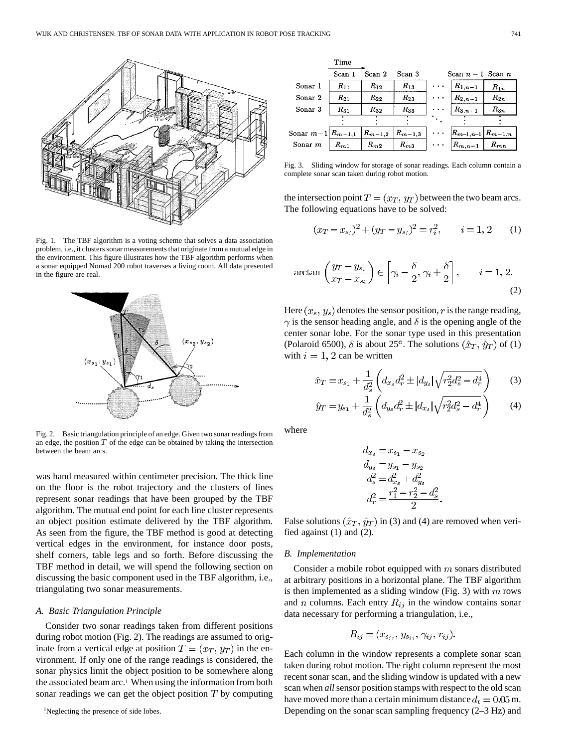Fig. 1. The TBF algorithm is a voting scheme that solves a data association problem, i.e., it clusters sonar measurements that originate from a mutual edge in the environment. This figure illustrates how the TBF algorithm performs when a sonar equipped Nomad 200 robot traverses a living room. All data presented in the figure are real.

Fig. 2. Basic triangulation principle of an edge. Given two sonar readings from an edge, the position $T$ of the edge can be obtained by taking the intersection between the beam arcs.

was hand measured within centimeter precision. The thick line on the floor is the robot trajectory and the clusters of lines represent sonar readings that have been grouped by the TBF algorithm. The mutual end point for each line cluster represents an object position estimate delivered by the TBF algorithm. As seen from the figure, the TBF method is good at detecting vertical edges in the environment, for instance door posts, shelf corners, table legs and so forth. Before discussing the TBF method in detail, we will spend the following section on discussing the basic component used in the TBF algorithm, i.e., triangulating two sonar measurements.

### *A. Basic Triangulation Principle*

Consider two sonar readings taken from different positions during robot motion (Fig. 2). The readings are assumed to originate from a vertical edge at position $T = (x_T, y_T)$ in the environment. If only one of the range readings is considered, the sonar physics limit the object position to be somewhere along the associated beam arc.[1] When using the information from both sonar readings we can get the object position $T$ by computing the intersection point $T = (x_T, y_T)$ between the two beam arcs. The following equations have to be solved:

$$(x_T - x_{s_i})^2 + (y_T - y_{s_i})^2 = r_i^2, \qquad i = 1, 2 \qquad (1)$$

$$\arctan\left(\frac{y_T - y_{s_i}}{x_T - x_{s_i}}\right) \in \left[\gamma_i - \frac{\delta}{2}, \gamma_i + \frac{\delta}{2}\right], \qquad i = 1, 2. \qquad (2)$$

Here $(x_s, y_s)$ denotes the sensor position, $r$ is the range reading, $\gamma$ is the sensor heading angle, and $\delta$ is the opening angle of the center sonar lobe. For the sonar type used in this presentation (Polaroid 6500), $\delta$ is about 25°. The solutions $(\hat{x}_T, \hat{y}_T)$ of (1) with $i = 1, 2$ can be written

$$\hat{x}_T = x_{s_1} + \frac{1}{d_s^2}\left(d_{x_s} d_r^2 \pm |d_{y_s}| \sqrt{r_2^2 d_s^2 - d_r^4}\right) \qquad (3)$$

$$\hat{y}_T = y_{s_1} + \frac{1}{d_s^2}\left(d_{y_s} d_r^2 \pm |d_{x_s}| \sqrt{r_2^2 d_s^2 - d_r^4}\right) \qquad (4)$$

where

$$d_{x_s} = x_{s_1} - x_{s_2}$$
$$d_{y_s} = y_{s_1} - y_{s_2}$$
$$d_s^2 = d_{x_s}^2 + d_{y_s}^2$$
$$d_r^2 = \frac{r_1^2 - r_2^2 - d_s^2}{2}.$$

False solutions $(\hat{x}_T, \hat{y}_T)$ in (3) and (4) are removed when verified against (1) and (2).

### *B. Implementation*

Consider a mobile robot equipped with $m$ sonars distributed at arbitrary positions in a horizontal plane. The TBF algorithm is then implemented as a sliding window (Fig. 3) with $m$ rows and $n$ columns. Each entry $R_{ij}$ in the window contains sonar data necessary for performing a triangulation, i.e.,

$$R_{ij} = (x_{s_{ij}}, y_{s_{ij}}, \gamma_{ij}, r_{ij}).$$

| | Scan 1 | Scan 2 | Scan 3 | | Scan $n-1$ | Scan $n$ |
|---|---|---|---|---|---|---|
| Sonar 1 | $R_{11}$ | $R_{12}$ | $R_{13}$ | $\cdots$ | $R_{1,n-1}$ | $R_{1n}$ |
| Sonar 2 | $R_{21}$ | $R_{22}$ | $R_{23}$ | $\cdots$ | $R_{2,n-1}$ | $R_{2n}$ |
| Sonar 3 | $R_{31}$ | $R_{32}$ | $R_{33}$ | $\cdots$ | $R_{3,n-1}$ | $R_{3n}$ |
| $\vdots$ | $\vdots$ | $\vdots$ | $\vdots$ | $\ddots$ | $\vdots$ | $\vdots$ |
| Sonar $m-1$ | $R_{m-1,1}$ | $R_{m-1,2}$ | $R_{m-1,3}$ | $\cdots$ | $R_{m-1,n-1}$ | $R_{m-1,n}$ |
| Sonar $m$ | $R_{m1}$ | $R_{m2}$ | $R_{m3}$ | $\cdots$ | $R_{m,n-1}$ | $R_{mn}$ |

Fig. 3. Sliding window for storage of sonar readings. Each column contain a complete sonar scan taken during robot motion.

Each column in the window represents a complete sonar scan taken during robot motion. The right column represent the most recent sonar scan, and the sliding window is updated with a new scan when *all* sensor position stamps with respect to the old scan have moved more than a certain minimum distance $d_t = 0.05$ m. Depending on the sonar scan sampling frequency (2–3 Hz) and

[1] Neglecting the presence of side lobes.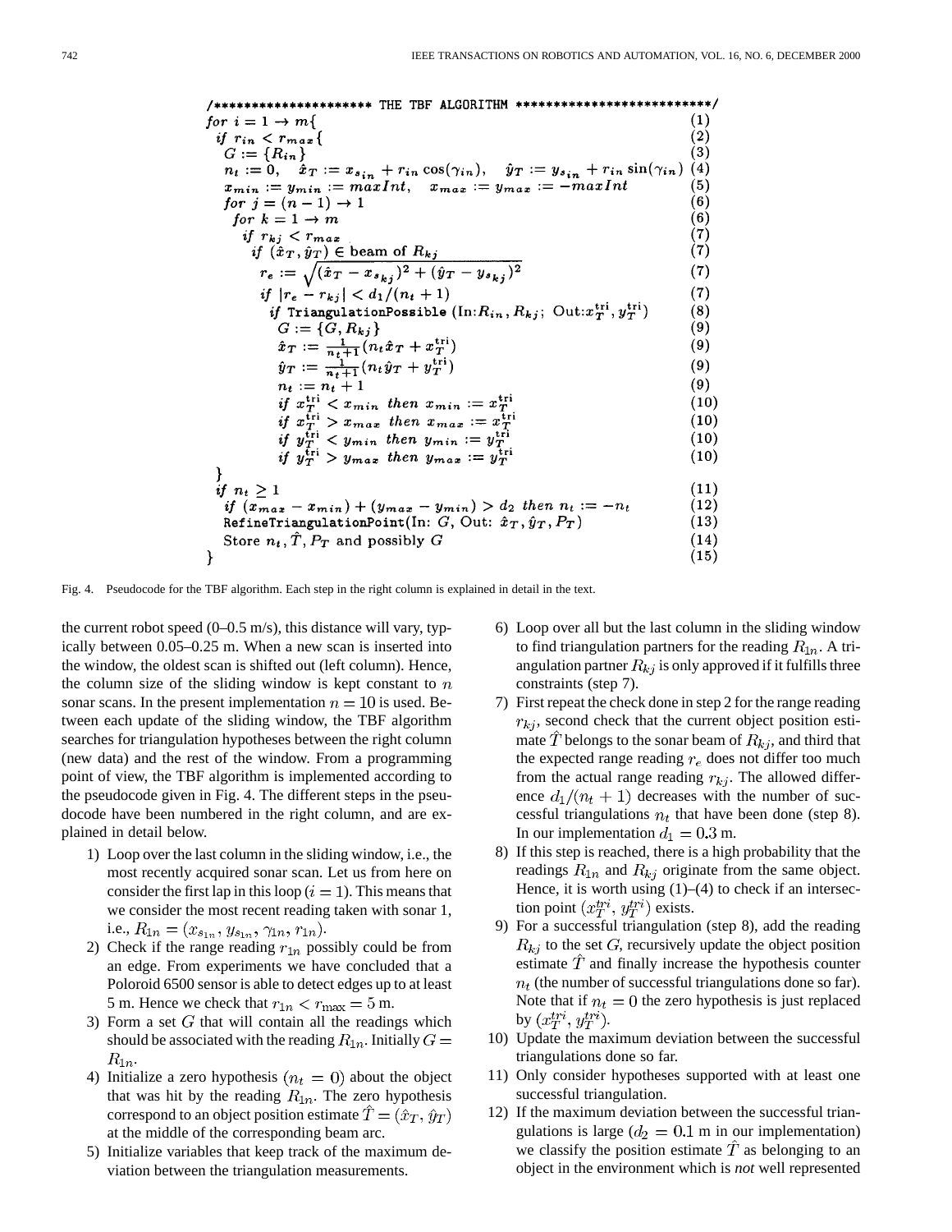```
/********************* THE TBF ALGORITHM *************************/
for i = 1 → m{                                                              (1)
  if r_in < r_max{                                                          (2)
    G := {R_in}                                                             (3)
    n_t := 0,   x̂_T := x_s_in + r_in cos(γ_in),   ŷ_T := y_s_in + r_in sin(γ_in)  (4)
    x_min := y_min := maxInt,   x_max := y_max := −maxInt                   (5)
    for j = (n − 1) → 1                                                     (6)
     for k = 1 → m                                                          (6)
      if r_kj < r_max                                                       (7)
       if (x̂_T, ŷ_T) ∈ beam of R_kj                                         (7)
        r_e := sqrt((x̂_T − x_s_kj)^2 + (ŷ_T − y_s_kj)^2)                    (7)
        if |r_e − r_kj| < d_1/(n_t + 1)                                     (7)
         if TriangulationPossible (In:R_in, R_kj; Out:x_T^tri, y_T^tri)     (8)
          G := {G, R_kj}                                                    (9)
          x̂_T := 1/(n_t+1) (n_t x̂_T + x_T^tri)                              (9)
          ŷ_T := 1/(n_t+1) (n_t ŷ_T + y_T^tri)                              (9)
          n_t := n_t + 1                                                    (9)
          if x_T^tri < x_min then x_min := x_T^tri                          (10)
          if x_T^tri > x_max then x_max := x_T^tri                          (10)
          if y_T^tri < y_min then y_min := y_T^tri                          (10)
          if y_T^tri > y_max then y_max := y_T^tri                          (10)
  }
  if n_t ≥ 1                                                                (11)
   if (x_max − x_min) + (y_max − y_min) > d_2 then n_t := −n_t              (12)
   RefineTriangulationPoint(In: G, Out: x̂_T, ŷ_T, P_T)                      (13)
   Store n_t, T̂, P_T and possibly G                                         (14)
}                                                                           (15)
```

Fig. 4. Pseudocode for the TBF algorithm. Each step in the right column is explained in detail in the text.

the current robot speed (0–0.5 m/s), this distance will vary, typically between 0.05–0.25 m. When a new scan is inserted into the window, the oldest scan is shifted out (left column). Hence, the column size of the sliding window is kept constant to $n$ sonar scans. In the present implementation $n = 10$ is used. Between each update of the sliding window, the TBF algorithm searches for triangulation hypotheses between the right column (new data) and the rest of the window. From a programming point of view, the TBF algorithm is implemented according to the pseudocode given in Fig. 4. The different steps in the pseudocode have been numbered in the right column, and are explained in detail below.

1) Loop over the last column in the sliding window, i.e., the most recently acquired sonar scan. Let us from here on consider the first lap in this loop ($i = 1$). This means that we consider the most recent reading taken with sonar 1, i.e., $R_{1n} = (x_{s_{1n}}, y_{s_{1n}}, \gamma_{1n}, r_{1n})$.
2) Check if the range reading $r_{1n}$ possibly could be from an edge. From experiments we have concluded that a Poloroid 6500 sensor is able to detect edges up to at least 5 m. Hence we check that $r_{1n} < r_{\max} = 5$ m.
3) Form a set $G$ that will contain all the readings which should be associated with the reading $R_{1n}$. Initially $G = R_{1n}$.
4) Initialize a zero hypothesis ($n_t = 0$) about the object that was hit by the reading $R_{1n}$. The zero hypothesis correspond to an object position estimate $\hat{T} = (\hat{x}_T, \hat{y}_T)$ at the middle of the corresponding beam arc.
5) Initialize variables that keep track of the maximum deviation between the triangulation measurements.
6) Loop over all but the last column in the sliding window to find triangulation partners for the reading $R_{1n}$. A triangulation partner $R_{kj}$ is only approved if it fulfills three constraints (step 7).
7) First repeat the check done in step 2 for the range reading $r_{kj}$, second check that the current object position estimate $\hat{T}$ belongs to the sonar beam of $R_{kj}$, and third that the expected range reading $r_e$ does not differ too much from the actual range reading $r_{kj}$. The allowed difference $d_1/(n_t + 1)$ decreases with the number of successful triangulations $n_t$ that have been done (step 8). In our implementation $d_1 = 0.3$ m.
8) If this step is reached, there is a high probability that the readings $R_{1n}$ and $R_{kj}$ originate from the same object. Hence, it is worth using (1)–(4) to check if an intersection point $(x_T^{tri}, y_T^{tri})$ exists.
9) For a successful triangulation (step 8), add the reading $R_{kj}$ to the set $G$, recursively update the object position estimate $\hat{T}$ and finally increase the hypothesis counter $n_t$ (the number of successful triangulations done so far). Note that if $n_t = 0$ the zero hypothesis is just replaced by $(x_T^{tri}, y_T^{tri})$.
10) Update the maximum deviation between the successful triangulations done so far.
11) Only consider hypotheses supported with at least one successful triangulation.
12) If the maximum deviation between the successful triangulations is large ($d_2 = 0.1$ m in our implementation) we classify the position estimate $\hat{T}$ as belonging to an object in the environment which is *not* well represented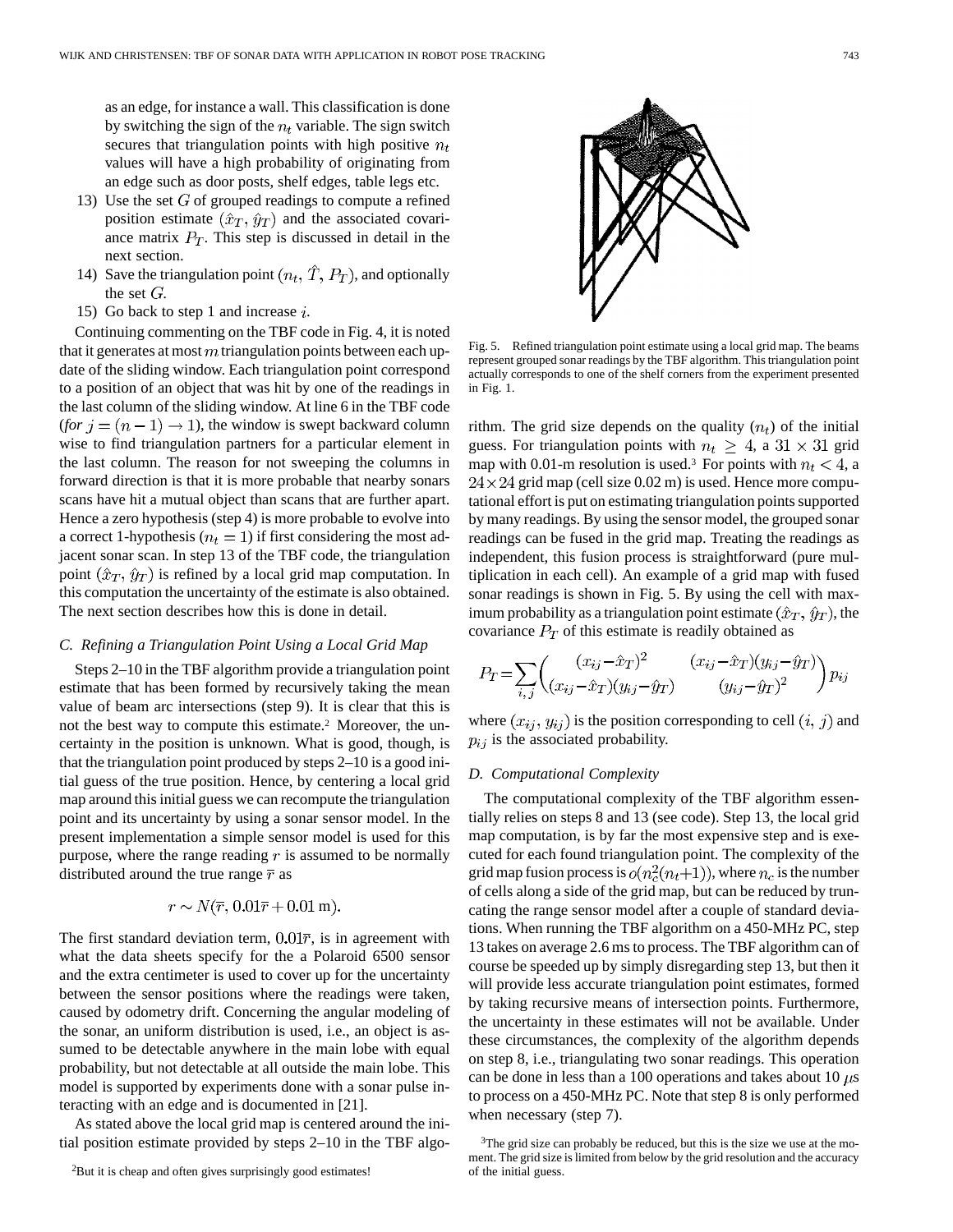as an edge, for instance a wall. This classification is done by switching the sign of the $n_t$ variable. The sign switch secures that triangulation points with high positive $n_t$ values will have a high probability of originating from an edge such as door posts, shelf edges, table legs etc.

13) Use the set $G$ of grouped readings to compute a refined position estimate $(\hat{x}_T, \hat{y}_T)$ and the associated covariance matrix $P_T$. This step is discussed in detail in the next section.
14) Save the triangulation point $(n_t, \hat{T}, P_T)$, and optionally the set $G$.
15) Go back to step 1 and increase $i$.

Continuing commenting on the TBF code in Fig. 4, it is noted that it generates at most $m$ triangulation points between each update of the sliding window. Each triangulation point correspond to a position of an object that was hit by one of the readings in the last column of the sliding window. At line 6 in the TBF code (*for* $j = (n-1) \rightarrow 1$), the window is swept backward column wise to find triangulation partners for a particular element in the last column. The reason for not sweeping the columns in forward direction is that it is more probable that nearby sonars scans have hit a mutual object than scans that are further apart. Hence a zero hypothesis (step 4) is more probable to evolve into a correct 1-hypothesis ($n_t = 1$) if first considering the most adjacent sonar scan. In step 13 of the TBF code, the triangulation point $(\hat{x}_T, \hat{y}_T)$ is refined by a local grid map computation. In this computation the uncertainty of the estimate is also obtained. The next section describes how this is done in detail.

### C. Refining a Triangulation Point Using a Local Grid Map

Steps 2–10 in the TBF algorithm provide a triangulation point estimate that has been formed by recursively taking the mean value of beam arc intersections (step 9). It is clear that this is not the best way to compute this estimate.[2] Moreover, the uncertainty in the position is unknown. What is good, though, is that the triangulation point produced by steps 2–10 is a good initial guess of the true position. Hence, by centering a local grid map around this initial guess we can recompute the triangulation point and its uncertainty by using a sonar sensor model. In the present implementation a simple sensor model is used for this purpose, where the range reading $r$ is assumed to be normally distributed around the true range $\bar{r}$ as

$$r \sim N(\bar{r}, 0.01\bar{r} + 0.01 \text{ m}).$$

The first standard deviation term, $0.01\bar{r}$, is in agreement with what the data sheets specify for the a Polaroid 6500 sensor and the extra centimeter is used to cover up for the uncertainty between the sensor positions where the readings were taken, caused by odometry drift. Concerning the angular modeling of the sonar, an uniform distribution is used, i.e., an object is assumed to be detectable anywhere in the main lobe with equal probability, but not detectable at all outside the main lobe. This model is supported by experiments done with a sonar pulse interacting with an edge and is documented in [21].

As stated above the local grid map is centered around the initial position estimate provided by steps 2–10 in the TBF algorithm. The grid size depends on the quality ($n_t$) of the initial guess. For triangulation points with $n_t \geq 4$, a $31 \times 31$ grid map with 0.01-m resolution is used.[3] For points with $n_t < 4$, a $24 \times 24$ grid map (cell size 0.02 m) is used. Hence more computational effort is put on estimating triangulation points supported by many readings. By using the sensor model, the grouped sonar readings can be fused in the grid map. Treating the readings as independent, this fusion process is straightforward (pure multiplication in each cell). An example of a grid map with fused sonar readings is shown in Fig. 5. By using the cell with maximum probability as a triangulation point estimate $(\hat{x}_T, \hat{y}_T)$, the covariance $P_T$ of this estimate is readily obtained as

Fig. 5. Refined triangulation point estimate using a local grid map. The beams represent grouped sonar readings by the TBF algorithm. This triangulation point actually corresponds to one of the shelf corners from the experiment presented in Fig. 1.

$$P_T = \sum_{i,j} \begin{pmatrix} (x_{ij} - \hat{x}_T)^2 & (x_{ij} - \hat{x}_T)(y_{ij} - \hat{y}_T) \\ (x_{ij} - \hat{x}_T)(y_{ij} - \hat{y}_T) & (y_{ij} - \hat{y}_T)^2 \end{pmatrix} p_{ij}$$

where $(x_{ij}, y_{ij})$ is the position corresponding to cell $(i, j)$ and $p_{ij}$ is the associated probability.

### D. Computational Complexity

The computational complexity of the TBF algorithm essentially relies on steps 8 and 13 (see code). Step 13, the local grid map computation, is by far the most expensive step and is executed for each found triangulation point. The complexity of the grid map fusion process is $o(n_c^2(n_t+1))$, where $n_c$ is the number of cells along a side of the grid map, but can be reduced by truncating the range sensor model after a couple of standard deviations. When running the TBF algorithm on a 450-MHz PC, step 13 takes on average 2.6 ms to process. The TBF algorithm can of course be speeded up by simply disregarding step 13, but then it will provide less accurate triangulation point estimates, formed by taking recursive means of intersection points. Furthermore, the uncertainty in these estimates will not be available. Under these circumstances, the complexity of the algorithm depends on step 8, i.e., triangulating two sonar readings. This operation can be done in less than a 100 operations and takes about 10 $\mu$s to process on a 450-MHz PC. Note that step 8 is only performed when necessary (step 7).

[2] But it is cheap and often gives surprisingly good estimates!

[3] The grid size can probably be reduced, but this is the size we use at the moment. The grid size is limited from below by the grid resolution and the accuracy of the initial guess.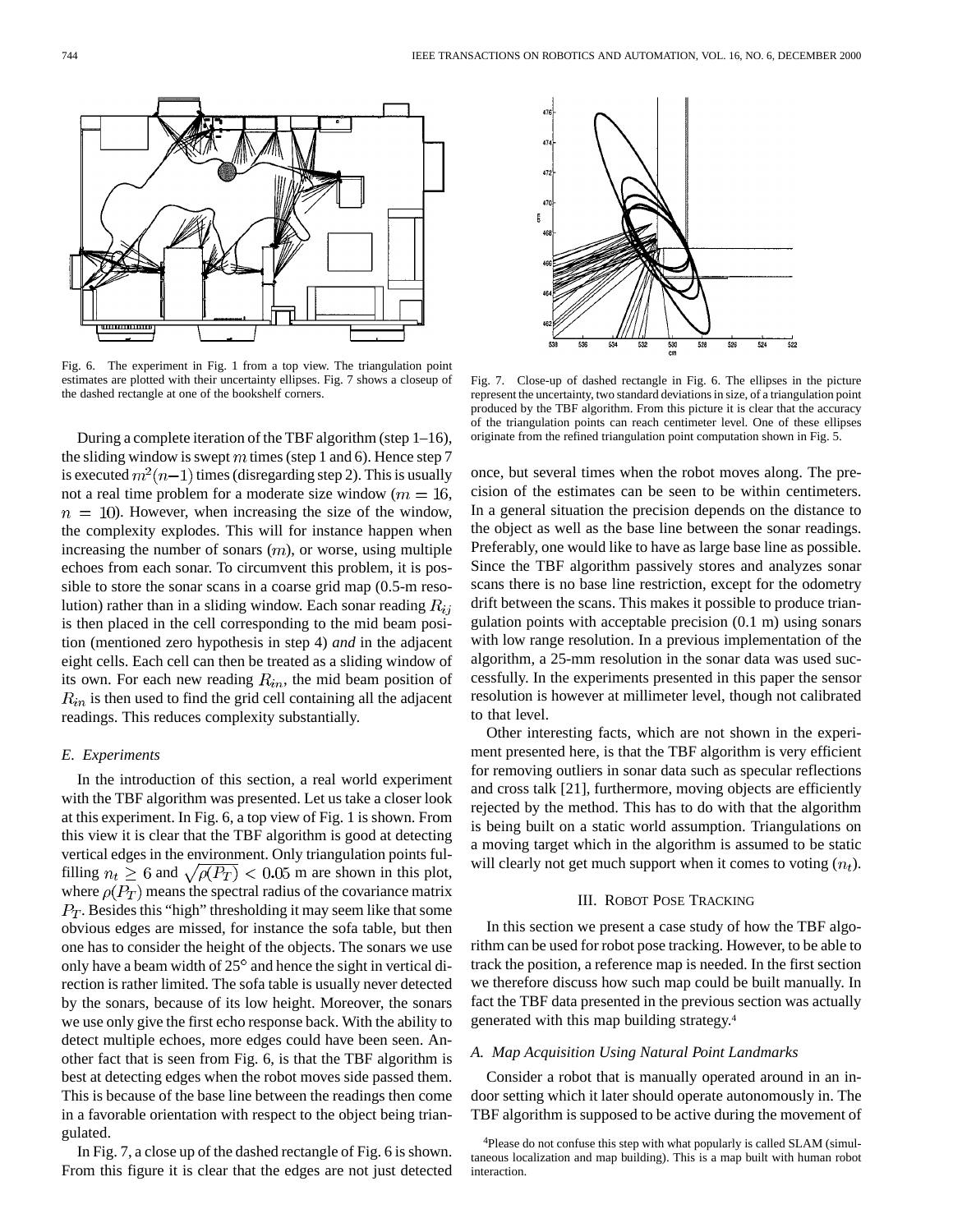Fig. 6. The experiment in Fig. 1 from a top view. The triangulation point estimates are plotted with their uncertainty ellipses. Fig. 7 shows a closeup of the dashed rectangle at one of the bookshelf corners.

Fig. 7. Close-up of dashed rectangle in Fig. 6. The ellipses in the picture represent the uncertainty, two standard deviations in size, of a triangulation point produced by the TBF algorithm. From this picture it is clear that the accuracy of the triangulation points can reach centimeter level. One of these ellipses originate from the refined triangulation point computation shown in Fig. 5.

During a complete iteration of the TBF algorithm (step 1–16), the sliding window is swept $m$ times (step 1 and 6). Hence step 7 is executed $m^2(n-1)$ times (disregarding step 2). This is usually not a real time problem for a moderate size window ($m = 16$, $n = 10$). However, when increasing the size of the window, the complexity explodes. This will for instance happen when increasing the number of sonars ($m$), or worse, using multiple echoes from each sonar. To circumvent this problem, it is possible to store the sonar scans in a coarse grid map (0.5-m resolution) rather than in a sliding window. Each sonar reading $R_{ij}$ is then placed in the cell corresponding to the mid beam position (mentioned zero hypothesis in step 4) *and* in the adjacent eight cells. Each cell can then be treated as a sliding window of its own. For each new reading $R_{in}$, the mid beam position of $R_{in}$ is then used to find the grid cell containing all the adjacent readings. This reduces complexity substantially.

### *E. Experiments*

In the introduction of this section, a real world experiment with the TBF algorithm was presented. Let us take a closer look at this experiment. In Fig. 6, a top view of Fig. 1 is shown. From this view it is clear that the TBF algorithm is good at detecting vertical edges in the environment. Only triangulation points fulfilling $n_t \geq 6$ and $\sqrt{\rho(P_T)} < 0.05$ m are shown in this plot, where $\rho(P_T)$ means the spectral radius of the covariance matrix $P_T$. Besides this "high" thresholding it may seem like that some obvious edges are missed, for instance the sofa table, but then one has to consider the height of the objects. The sonars we use only have a beam width of 25° and hence the sight in vertical direction is rather limited. The sofa table is usually never detected by the sonars, because of its low height. Moreover, the sonars we use only give the first echo response back. With the ability to detect multiple echoes, more edges could have been seen. Another fact that is seen from Fig. 6, is that the TBF algorithm is best at detecting edges when the robot moves side passed them. This is because of the base line between the readings then come in a favorable orientation with respect to the object being triangulated.

In Fig. 7, a close up of the dashed rectangle of Fig. 6 is shown. From this figure it is clear that the edges are not just detected once, but several times when the robot moves along. The precision of the estimates can be seen to be within centimeters. In a general situation the precision depends on the distance to the object as well as the base line between the sonar readings. Preferably, one would like to have as large base line as possible. Since the TBF algorithm passively stores and analyzes sonar scans there is no base line restriction, except for the odometry drift between the scans. This makes it possible to produce triangulation points with acceptable precision (0.1 m) using sonars with low range resolution. In a previous implementation of the algorithm, a 25-mm resolution in the sonar data was used successfully. In the experiments presented in this paper the sensor resolution is however at millimeter level, though not calibrated to that level.

Other interesting facts, which are not shown in the experiment presented here, is that the TBF algorithm is very efficient for removing outliers in sonar data such as specular reflections and cross talk [21], furthermore, moving objects are efficiently rejected by the method. This has to do with that the algorithm is being built on a static world assumption. Triangulations on a moving target which in the algorithm is assumed to be static will clearly not get much support when it comes to voting ($n_t$).

## III. Robot Pose Tracking

In this section we present a case study of how the TBF algorithm can be used for robot pose tracking. However, to be able to track the position, a reference map is needed. In the first section we therefore discuss how such map could be built manually. In fact the TBF data presented in the previous section was actually generated with this map building strategy.[4]

### *A. Map Acquisition Using Natural Point Landmarks*

Consider a robot that is manually operated around in an indoor setting which it later should operate autonomously in. The TBF algorithm is supposed to be active during the movement of

[4]Please do not confuse this step with what popularly is called SLAM (simultaneous localization and map building). This is a map built with human robot interaction.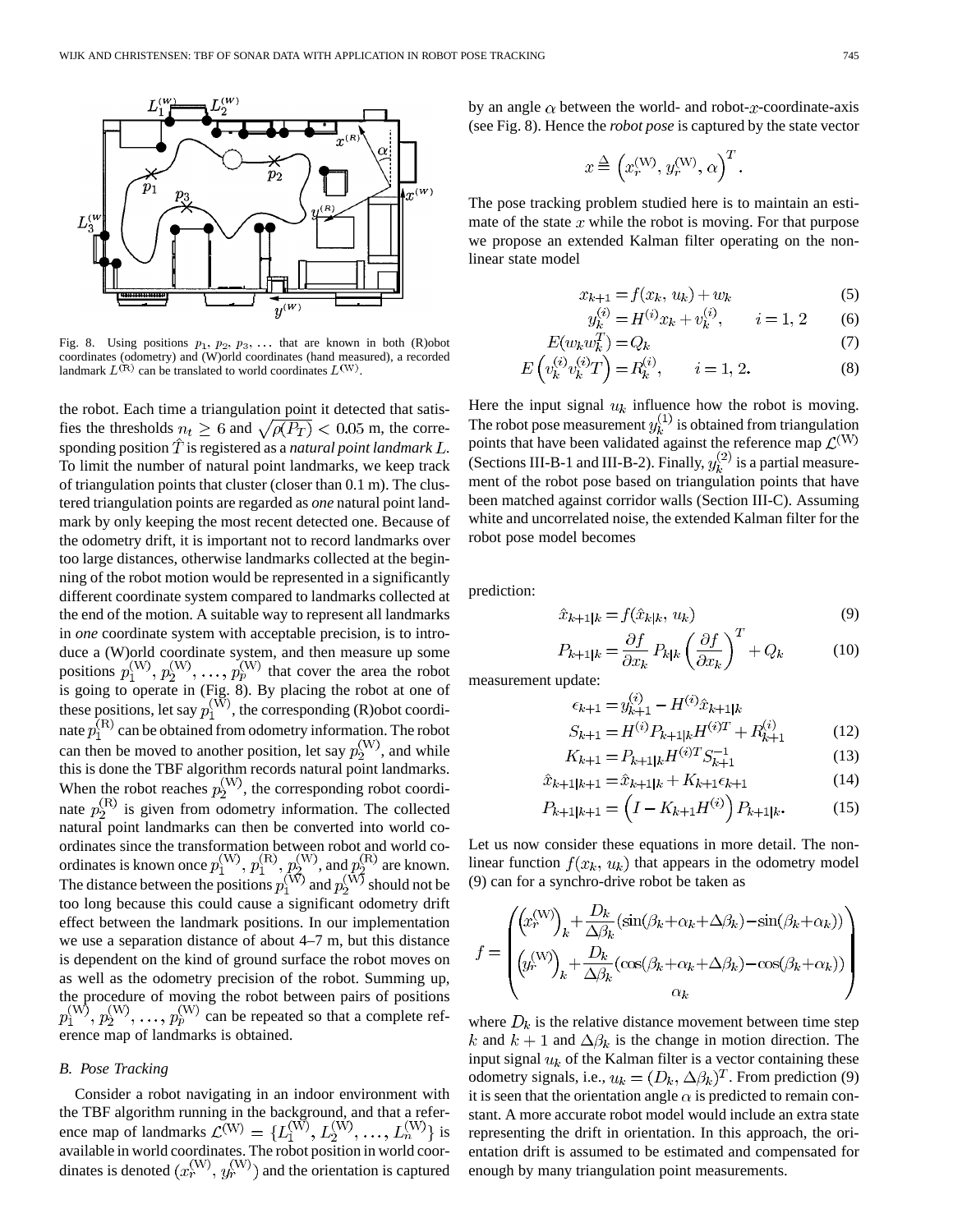Fig. 8. Using positions $p_1, p_2, p_3, \ldots$ that are known in both (R)obot coordinates (odometry) and (W)orld coordinates (hand measured), a recorded landmark $L^{(\mathrm{R})}$ can be translated to world coordinates $L^{(\mathrm{W})}$.

the robot. Each time a triangulation point it detected that satisfies the thresholds $n_t \geq 6$ and $\sqrt{\rho(P_T)} < 0.05$ m, the corresponding position $\hat{T}$ is registered as a *natural point landmark* $L$. To limit the number of natural point landmarks, we keep track of triangulation points that cluster (closer than 0.1 m). The clustered triangulation points are regarded as *one* natural point landmark by only keeping the most recent detected one. Because of the odometry drift, it is important not to record landmarks over too large distances, otherwise landmarks collected at the beginning of the robot motion would be represented in a significantly different coordinate system compared to landmarks collected at the end of the motion. A suitable way to represent all landmarks in *one* coordinate system with acceptable precision, is to introduce a (W)orld coordinate system, and then measure up some positions $p_1^{(\mathrm{W})}, p_2^{(\mathrm{W})}, \ldots, p_p^{(\mathrm{W})}$ that cover the area the robot is going to operate in (Fig. 8). By placing the robot at one of these positions, let say $p_1^{(\mathrm{W})}$, the corresponding (R)obot coordinate $p_1^{(\mathrm{R})}$ can be obtained from odometry information. The robot can then be moved to another position, let say $p_2^{(\mathrm{W})}$, and while this is done the TBF algorithm records natural point landmarks. When the robot reaches $p_2^{(\mathrm{W})}$, the corresponding robot coordinate $p_2^{(\mathrm{R})}$ is given from odometry information. The collected natural point landmarks can then be converted into world coordinates since the transformation between robot and world coordinates is known once $p_1^{(\mathrm{W})}, p_1^{(\mathrm{R})}, p_2^{(\mathrm{W})}$, and $p_2^{(\mathrm{R})}$ are known. The distance between the positions $p_1^{(\mathrm{W})}$ and $p_2^{(\mathrm{W})}$ should not be too long because this could cause a significant odometry drift effect between the landmark positions. In our implementation we use a separation distance of about 4–7 m, but this distance is dependent on the kind of ground surface the robot moves on as well as the odometry precision of the robot. Summing up, the procedure of moving the robot between pairs of positions $p_1^{(\mathrm{W})}, p_2^{(\mathrm{W})}, \ldots, p_p^{(\mathrm{W})}$ can be repeated so that a complete reference map of landmarks is obtained.

### B. Pose Tracking

Consider a robot navigating in an indoor environment with the TBF algorithm running in the background, and that a reference map of landmarks $\mathcal{L}^{(\mathrm{W})} = \{L_1^{(\mathrm{W})}, L_2^{(\mathrm{W})}, \ldots, L_n^{(\mathrm{W})}\}$ is available in world coordinates. The robot position in world coordinates is denoted $(x_r^{(\mathrm{W})}, y_r^{(\mathrm{W})})$ and the orientation is captured by an angle $\alpha$ between the world- and robot-$x$-coordinate-axis (see Fig. 8). Hence the *robot pose* is captured by the state vector

$$x \triangleq \left(x_r^{(\mathrm{W})}, y_r^{(\mathrm{W})}, \alpha\right)^T.$$

The pose tracking problem studied here is to maintain an estimate of the state $x$ while the robot is moving. For that purpose we propose an extended Kalman filter operating on the nonlinear state model

$$x_{k+1} = f(x_k, u_k) + w_k \tag{5}$$

$$y_k^{(i)} = H^{(i)} x_k + v_k^{(i)}, \qquad i = 1, 2 \tag{6}$$

$$E(w_k w_k^T) = Q_k \tag{7}$$

$$E\left(v_k^{(i)} v_k^{(i)T}\right) = R_k^{(i)}, \qquad i = 1, 2. \tag{8}$$

Here the input signal $u_k$ influence how the robot is moving. The robot pose measurement $y_k^{(1)}$ is obtained from triangulation points that have been validated against the reference map $\mathcal{L}^{(\mathrm{W})}$ (Sections III-B-1 and III-B-2). Finally, $y_k^{(2)}$ is a partial measurement of the robot pose based on triangulation points that have been matched against corridor walls (Section III-C). Assuming white and uncorrelated noise, the extended Kalman filter for the robot pose model becomes

prediction:

$$\hat{x}_{k+1|k} = f(\hat{x}_{k|k}, u_k) \tag{9}$$

$$P_{k+1|k} = \frac{\partial f}{\partial x_k} P_{k|k} \left(\frac{\partial f}{\partial x_k}\right)^T + Q_k \tag{10}$$

measurement update:

$$\epsilon_{k+1} = y_{k+1}^{(i)} - H^{(i)} \hat{x}_{k+1|k}$$

$$S_{k+1} = H^{(i)} P_{k+1|k} H^{(i)T} + R_{k+1}^{(i)} \tag{12}$$

$$K_{k+1} = P_{k+1|k} H^{(i)T} S_{k+1}^{-1} \tag{13}$$

$$\hat{x}_{k+1|k+1} = \hat{x}_{k+1|k} + K_{k+1} \epsilon_{k+1} \tag{14}$$

$$P_{k+1|k+1} = \left(I - K_{k+1} H^{(i)}\right) P_{k+1|k}. \tag{15}$$

Let us now consider these equations in more detail. The nonlinear function $f(x_k, u_k)$ that appears in the odometry model (9) can for a synchro-drive robot be taken as

$$f = \begin{pmatrix} \left(x_r^{(\mathrm{W})}\right)_k + \frac{D_k}{\Delta\beta_k}(\sin(\beta_k + \alpha_k + \Delta\beta_k) - \sin(\beta_k + \alpha_k)) \\ \left(y_r^{(\mathrm{W})}\right)_k + \frac{D_k}{\Delta\beta_k}(\cos(\beta_k + \alpha_k + \Delta\beta_k) - \cos(\beta_k + \alpha_k)) \\ \alpha_k \end{pmatrix}$$

where $D_k$ is the relative distance movement between time step $k$ and $k+1$ and $\Delta\beta_k$ is the change in motion direction. The input signal $u_k$ of the Kalman filter is a vector containing these odometry signals, i.e., $u_k = (D_k, \Delta\beta_k)^T$. From prediction (9) it is seen that the orientation angle $\alpha$ is predicted to remain constant. A more accurate robot model would include an extra state representing the drift in orientation. In this approach, the orientation drift is assumed to be estimated and compensated for enough by many triangulation point measurements.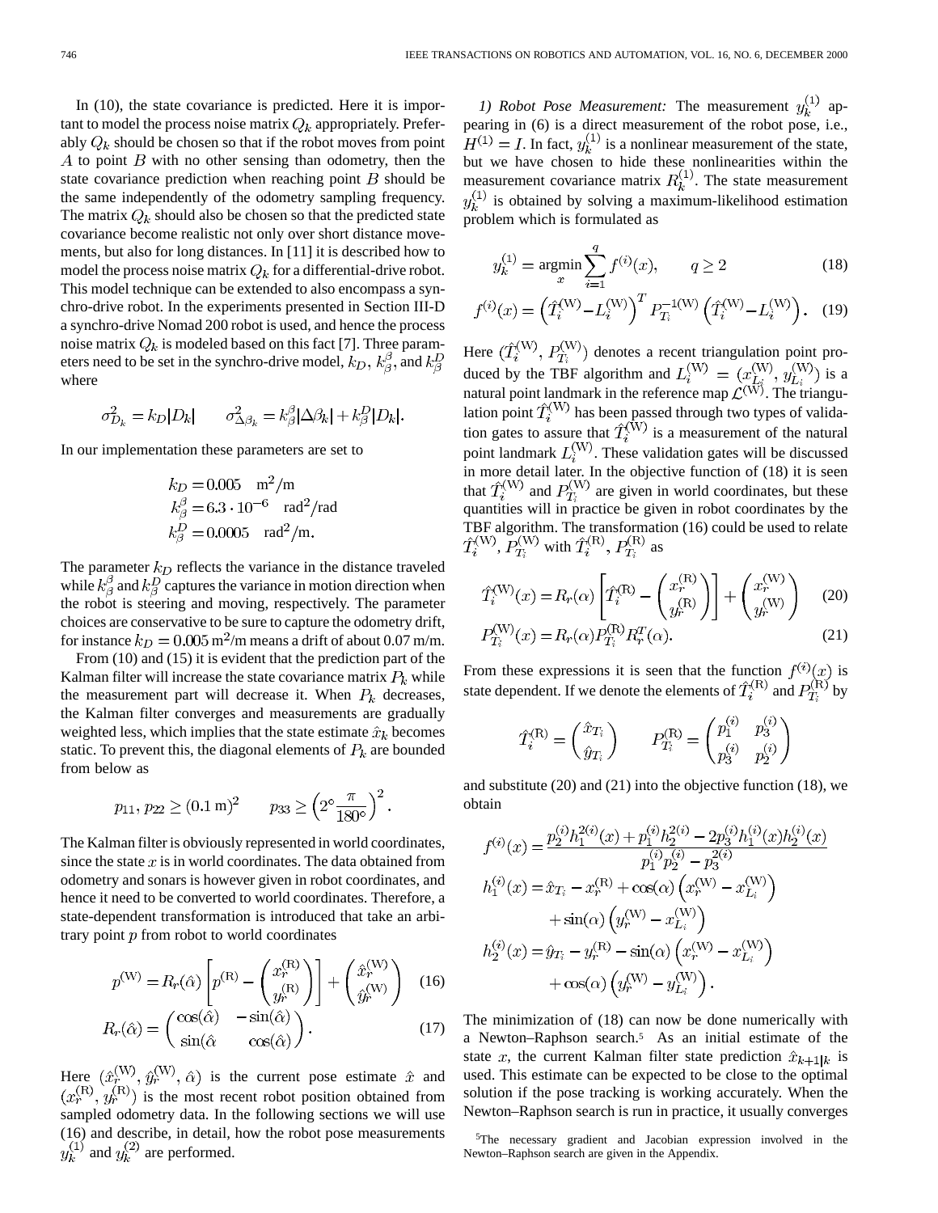In (10), the state covariance is predicted. Here it is important to model the process noise matrix $Q_k$ appropriately. Preferably $Q_k$ should be chosen so that if the robot moves from point $A$ to point $B$ with no other sensing than odometry, then the state covariance prediction when reaching point $B$ should be the same independently of the odometry sampling frequency. The matrix $Q_k$ should also be chosen so that the predicted state covariance become realistic not only over short distance movements, but also for long distances. In [11] it is described how to model the process noise matrix $Q_k$ for a differential-drive robot. This model technique can be extended to also encompass a synchro-drive robot. In the experiments presented in Section III-D a synchro-drive Nomad 200 robot is used, and hence the process noise matrix $Q_k$ is modeled based on this fact [7]. Three parameters need to be set in the synchro-drive model, $k_D$, $k_\beta^\beta$, and $k_\beta^D$ where

$$\sigma_{D_k}^2 = k_D |D_k| \qquad \sigma_{\Delta\beta_k}^2 = k_\beta^\beta |\Delta\beta_k| + k_\beta^D |D_k|.$$

In our implementation these parameters are set to

$$\begin{aligned} k_D &= 0.005 \quad \text{m}^2/\text{m} \\ k_\beta^\beta &= 6.3 \cdot 10^{-6} \quad \text{rad}^2/\text{rad} \\ k_\beta^D &= 0.0005 \quad \text{rad}^2/\text{m}. \end{aligned}$$

The parameter $k_D$ reflects the variance in the distance traveled while $k_\beta^\beta$ and $k_\beta^D$ captures the variance in motion direction when the robot is steering and moving, respectively. The parameter choices are conservative to be sure to capture the odometry drift, for instance $k_D = 0.005$ m$^2$/m means a drift of about 0.07 m/m.

From (10) and (15) it is evident that the prediction part of the Kalman filter will increase the state covariance matrix $P_k$ while the measurement part will decrease it. When $P_k$ decreases, the Kalman filter converges and measurements are gradually weighted less, which implies that the state estimate $\hat{x}_k$ becomes static. To prevent this, the diagonal elements of $P_k$ are bounded from below as

$$p_{11}, p_{22} \geq (0.1 \text{ m})^2 \qquad p_{33} \geq \left(2^\circ \frac{\pi}{180^\circ}\right)^2.$$

The Kalman filter is obviously represented in world coordinates, since the state $x$ is in world coordinates. The data obtained from odometry and sonars is however given in robot coordinates, and hence it need to be converted to world coordinates. Therefore, a state-dependent transformation is introduced that take an arbitrary point $p$ from robot to world coordinates

$$p^{(\text{W})} = R_r(\hat{\alpha}) \left[ p^{(\text{R})} - \begin{pmatrix} x_r^{(\text{R})} \\ y_r^{(\text{R})} \end{pmatrix} \right] + \begin{pmatrix} \hat{x}_r^{(\text{W})} \\ \hat{y}_r^{(\text{W})} \end{pmatrix} \quad (16)$$

$$R_r(\hat{\alpha}) = \begin{pmatrix} \cos(\hat{\alpha}) & -\sin(\hat{\alpha}) \\ \sin(\hat{\alpha} & \cos(\hat{\alpha}) \end{pmatrix}. \quad (17)$$

Here $(\hat{x}_r^{(\text{W})}, \hat{y}_r^{(\text{W})}, \hat{\alpha})$ is the current pose estimate $\hat{x}$ and $(x_r^{(\text{R})}, y_r^{(\text{R})})$ is the most recent robot position obtained from sampled odometry data. In the following sections we will use (16) and describe, in detail, how the robot pose measurements $y_k^{(1)}$ and $y_k^{(2)}$ are performed.

*1) Robot Pose Measurement:* The measurement $y_k^{(1)}$ appearing in (6) is a direct measurement of the robot pose, i.e., $H^{(1)} = I$. In fact, $y_k^{(1)}$ is a nonlinear measurement of the state, but we have chosen to hide these nonlinearities within the measurement covariance matrix $R_k^{(1)}$. The state measurement $y_k^{(1)}$ is obtained by solving a maximum-likelihood estimation problem which is formulated as

$$y_k^{(1)} = \operatorname*{argmin}_x \sum_{i=1}^{q} f^{(i)}(x), \qquad q \geq 2 \quad (18)$$

$$f^{(i)}(x) = \left(\hat{T}_i^{(\text{W})} - L_i^{(\text{W})}\right)^T P_{T_i}^{-1(\text{W})} \left(\hat{T}_i^{(\text{W})} - L_i^{(\text{W})}\right). \quad (19)$$

Here $(\hat{T}_i^{(\text{W})}, P_{T_i}^{(\text{W})})$ denotes a recent triangulation point produced by the TBF algorithm and $L_i^{(\text{W})} = (x_{L_i}^{(\text{W})}, y_{L_i}^{(\text{W})})$ is a natural point landmark in the reference map $\mathcal{L}^{(\text{W})}$. The triangulation point $\hat{T}_i^{(\text{W})}$ has been passed through two types of validation gates to assure that $\hat{T}_i^{(\text{W})}$ is a measurement of the natural point landmark $L_i^{(\text{W})}$. These validation gates will be discussed in more detail later. In the objective function of (18) it is seen that $\hat{T}_i^{(\text{W})}$ and $P_{T_i}^{(\text{W})}$ are given in world coordinates, but these quantities will in practice be given in robot coordinates by the TBF algorithm. The transformation (16) could be used to relate $\hat{T}_i^{(\text{W})}$, $P_{T_i}^{(\text{W})}$ with $\hat{T}_i^{(\text{R})}$, $P_{T_i}^{(\text{R})}$ as

$$\hat{T}_i^{(\text{W})}(x) = R_r(\alpha) \left[ \hat{T}_i^{(\text{R})} - \begin{pmatrix} x_r^{(\text{R})} \\ y_r^{(\text{R})} \end{pmatrix} \right] + \begin{pmatrix} x_r^{(\text{W})} \\ y_r^{(\text{W})} \end{pmatrix} \quad (20)$$

$$P_{T_i}^{(\text{W})}(x) = R_r(\alpha) P_{T_i}^{(\text{R})} R_r^T(\alpha). \quad (21)$$

From these expressions it is seen that the function $f^{(i)}(x)$ is state dependent. If we denote the elements of $\hat{T}_i^{(\text{R})}$ and $P_{T_i}^{(\text{R})}$ by

$$\hat{T}_i^{(\text{R})} = \begin{pmatrix} \hat{x}_{T_i} \\ \hat{y}_{T_i} \end{pmatrix} \qquad P_{T_i}^{(\text{R})} = \begin{pmatrix} p_1^{(i)} & p_3^{(i)} \\ p_3^{(i)} & p_2^{(i)} \end{pmatrix}$$

and substitute (20) and (21) into the objective function (18), we obtain

$$\begin{aligned} f^{(i)}(x) &= \frac{p_2^{(i)} h_1^{2(i)}(x) + p_1^{(i)} h_2^{2(i)} - 2 p_3^{(i)} h_1^{(i)}(x) h_2^{(i)}(x)}{p_1^{(i)} p_2^{(i)} - p_3^{2(i)}} \\ h_1^{(i)}(x) &= \hat{x}_{T_i} - x_r^{(\text{R})} + \cos(\alpha) \left(x_r^{(\text{W})} - x_{L_i}^{(\text{W})}\right) \\ &\quad + \sin(\alpha) \left(y_r^{(\text{W})} - x_{L_i}^{(\text{W})}\right) \\ h_2^{(i)}(x) &= \hat{y}_{T_i} - y_r^{(\text{R})} - \sin(\alpha) \left(x_r^{(\text{W})} - x_{L_i}^{(\text{W})}\right) \\ &\quad + \cos(\alpha) \left(y_r^{(\text{W})} - y_{L_i}^{(\text{W})}\right). \end{aligned}$$

The minimization of (18) can now be done numerically with a Newton–Raphson search.[5] As an initial estimate of the state $x$, the current Kalman filter state prediction $\hat{x}_{k+1|k}$ is used. This estimate can be expected to be close to the optimal solution if the pose tracking is working accurately. When the Newton–Raphson search is run in practice, it usually converges

[5]The necessary gradient and Jacobian expression involved in the Newton–Raphson search are given in the Appendix.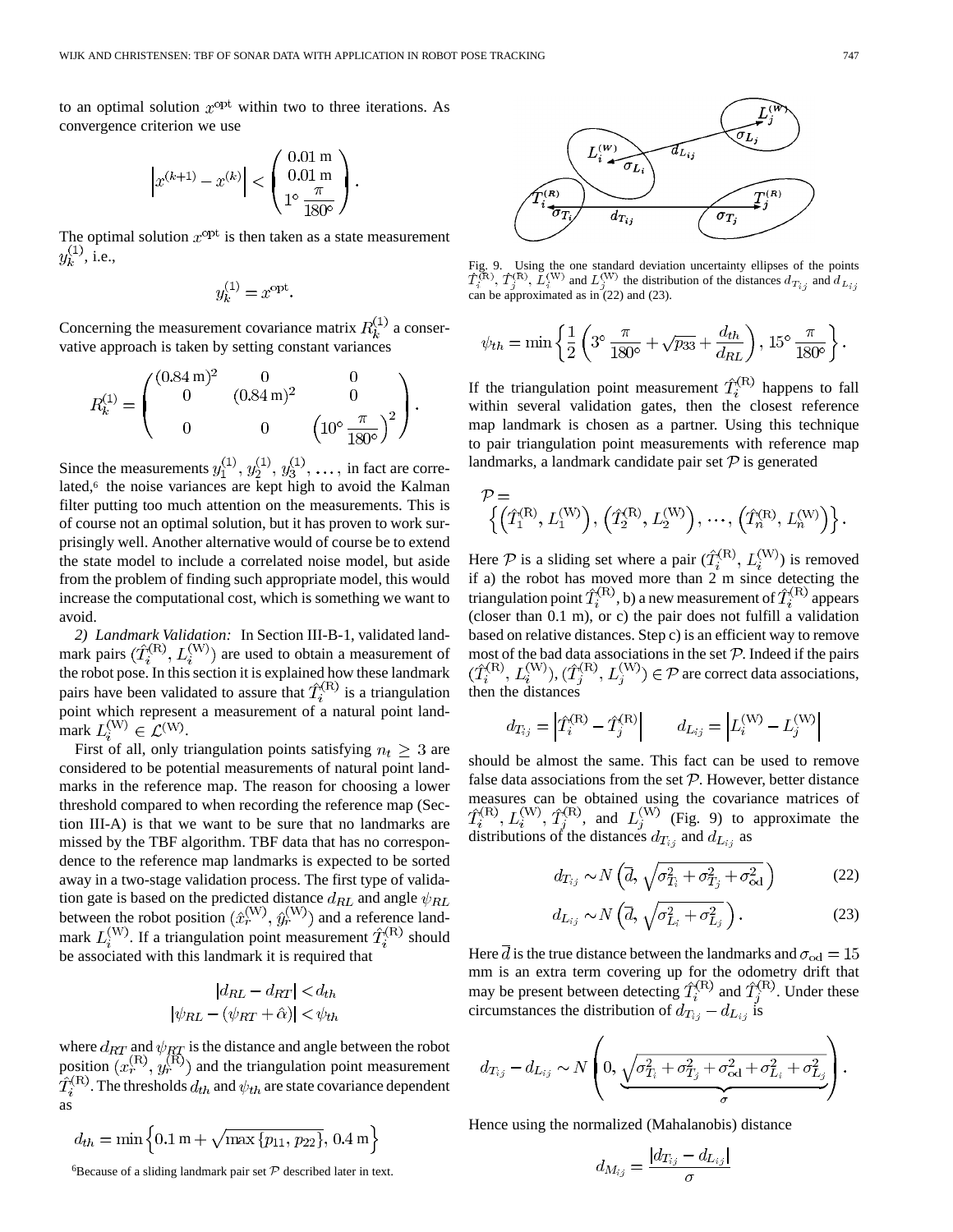to an optimal solution $x^{\text{opt}}$ within two to three iterations. As convergence criterion we use

$$\left|x^{(k+1)} - x^{(k)}\right| < \begin{pmatrix} 0.01 \text{ m} \\ 0.01 \text{ m} \\ 1^{\circ} \frac{\pi}{180^{\circ}} \end{pmatrix}.$$

The optimal solution $x^{\text{opt}}$ is then taken as a state measurement $y_k^{(1)}$, i.e.,

$$y_k^{(1)} = x^{\text{opt}}.$$

Concerning the measurement covariance matrix $R_k^{(1)}$ a conservative approach is taken by setting constant variances

$$R_k^{(1)} = \begin{pmatrix} (0.84 \text{ m})^2 & 0 & 0 \\ 0 & (0.84 \text{ m})^2 & 0 \\ 0 & 0 & \left(10^{\circ} \frac{\pi}{180^{\circ}}\right)^2 \end{pmatrix}.$$

Since the measurements $y_1^{(1)}, y_2^{(1)}, y_3^{(1)}, \ldots,$ in fact are correlated,[6] the noise variances are kept high to avoid the Kalman filter putting too much attention on the measurements. This is of course not an optimal solution, but it has proven to work surprisingly well. Another alternative would of course be to extend the state model to include a correlated noise model, but aside from the problem of finding such appropriate model, this would increase the computational cost, which is something we want to avoid.

*2) Landmark Validation:* In Section III-B-1, validated landmark pairs $(\hat{T}_i^{(\text{R})}, L_i^{(\text{W})})$ are used to obtain a measurement of the robot pose. In this section it is explained how these landmark pairs have been validated to assure that $\hat{T}_i^{(\text{R})}$ is a triangulation point which represent a measurement of a natural point landmark $L_i^{(\text{W})} \in \mathcal{L}^{(\text{W})}$.

First of all, only triangulation points satisfying $n_t \geq 3$ are considered to be potential measurements of natural point landmarks in the reference map. The reason for choosing a lower threshold compared to when recording the reference map (Section III-A) is that we want to be sure that no landmarks are missed by the TBF algorithm. TBF data that has no correspondence to the reference map landmarks is expected to be sorted away in a two-stage validation process. The first type of validation gate is based on the predicted distance $d_{RL}$ and angle $\psi_{RL}$ between the robot position $(\hat{x}_r^{(\text{W})}, \hat{y}_r^{(\text{W})})$ and a reference landmark $L_i^{(\text{W})}$. If a triangulation point measurement $\hat{T}_i^{(\text{R})}$ should be associated with this landmark it is required that

$$|d_{RL} - d_{RT}| < d_{th}$$
$$|\psi_{RL} - (\psi_{RT} + \hat{\alpha})| < \psi_{th}$$

where $d_{RT}$ and $\psi_{RT}$ is the distance and angle between the robot position $(x_r^{(\text{R})}, y_r^{(\text{R})})$ and the triangulation point measurement $\hat{T}_i^{(\text{R})}$. The thresholds $d_{th}$ and $\psi_{th}$ are state covariance dependent as

$$d_{th} = \min\left\{0.1 \text{ m} + \sqrt{\max\{p_{11}, p_{22}\}},\ 0.4 \text{ m}\right\}$$

$$\psi_{th} = \min\left\{\frac{1}{2}\left(3^{\circ} \frac{\pi}{180^{\circ}} + \sqrt{p_{33}} + \frac{d_{th}}{d_{RL}}\right),\ 15^{\circ} \frac{\pi}{180^{\circ}}\right\}.$$

If the triangulation point measurement $\hat{T}_i^{(\text{R})}$ happens to fall within several validation gates, then the closest reference map landmark is chosen as a partner. Using this technique to pair triangulation point measurements with reference map landmarks, a landmark candidate pair set $\mathcal{P}$ is generated

$$\mathcal{P} = \left\{\left(\hat{T}_1^{(\text{R})}, L_1^{(\text{W})}\right), \left(\hat{T}_2^{(\text{R})}, L_2^{(\text{W})}\right), \ldots, \left(\hat{T}_n^{(\text{R})}, L_n^{(\text{W})}\right)\right\}.$$

Here $\mathcal{P}$ is a sliding set where a pair $(\hat{T}_i^{(\text{R})}, L_i^{(\text{W})})$ is removed if a) the robot has moved more than 2 m since detecting the triangulation point $\hat{T}_i^{(\text{R})}$, b) a new measurement of $\hat{T}_i^{(\text{R})}$ appears (closer than 0.1 m), or c) the pair does not fulfill a validation based on relative distances. Step c) is an efficient way to remove most of the bad data associations in the set $\mathcal{P}$. Indeed if the pairs $(\hat{T}_i^{(\text{R})}, L_i^{(\text{W})}), (\hat{T}_j^{(\text{R})}, L_j^{(\text{W})}) \in \mathcal{P}$ are correct data associations, then the distances

$$d_{T_{ij}} = \left|\hat{T}_i^{(\text{R})} - \hat{T}_j^{(\text{R})}\right| \qquad d_{L_{ij}} = \left|L_i^{(\text{W})} - L_j^{(\text{W})}\right|$$

should be almost the same. This fact can be used to remove false data associations from the set $\mathcal{P}$. However, better distance measures can be obtained using the covariance matrices of $\hat{T}_i^{(\text{R})}, L_i^{(\text{W})}, \hat{T}_j^{(\text{R})}$, and $L_j^{(\text{W})}$ (Fig. 9) to approximate the distributions of the distances $d_{T_{ij}}$ and $d_{L_{ij}}$ as

$$d_{T_{ij}} \sim N\left(\overline{d}, \sqrt{\sigma_{T_i}^2 + \sigma_{T_j}^2 + \sigma_{\text{od}}^2}\right) \tag{22}$$

$$d_{L_{ij}} \sim N\left(\overline{d}, \sqrt{\sigma_{L_i}^2 + \sigma_{L_j}^2}\right). \tag{23}$$

Fig. 9. Using the one standard deviation uncertainty ellipses of the points $\hat{T}_i^{(\text{R})}$, $\hat{T}_j^{(\text{R})}$, $L_i^{(\text{W})}$ and $L_j^{(\text{W})}$ the distribution of the distances $d_{T_{ij}}$ and $d_{L_{ij}}$ can be approximated as in (22) and (23).

Here $\overline{d}$ is the true distance between the landmarks and $\sigma_{\text{od}} = 15$ mm is an extra term covering up for the odometry drift that may be present between detecting $\hat{T}_i^{(\text{R})}$ and $\hat{T}_j^{(\text{R})}$. Under these circumstances the distribution of $d_{T_{ij}} - d_{L_{ij}}$ is

$$d_{T_{ij}} - d_{L_{ij}} \sim N\left(0, \underbrace{\sqrt{\sigma_{T_i}^2 + \sigma_{T_j}^2 + \sigma_{\text{od}}^2 + \sigma_{L_i}^2 + \sigma_{L_j}^2}}_{\sigma}\right).$$

Hence using the normalized (Mahalanobis) distance

$$d_{M_{ij}} = \frac{|d_{T_{ij}} - d_{L_{ij}}|}{\sigma}$$

[6]Because of a sliding landmark pair set $\mathcal{P}$ described later in text.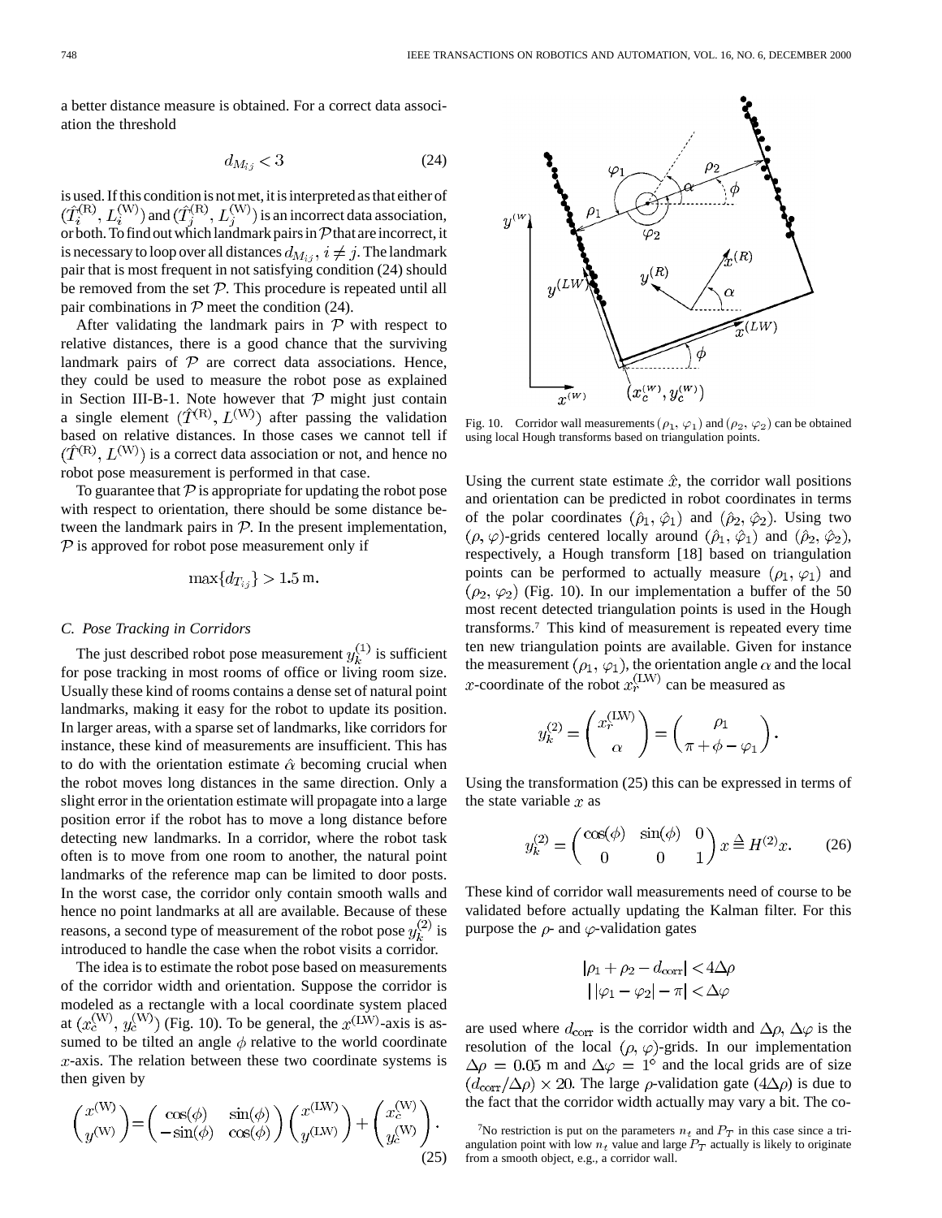a better distance measure is obtained. For a correct data association the threshold

$$d_{M_{ij}} < 3 \tag{24}$$

is used. If this condition is not met, it is interpreted as that either of $(\hat{T}_i^{(R)}, L_i^{(W)})$ and $(\hat{T}_j^{(R)}, L_j^{(W)})$ is an incorrect data association, or both. To find out which landmark pairs in $\mathcal{P}$ that are incorrect, it is necessary to loop over all distances $d_{M_{ij}}, i \neq j$. The landmark pair that is most frequent in not satisfying condition (24) should be removed from the set $\mathcal{P}$. This procedure is repeated until all pair combinations in $\mathcal{P}$ meet the condition (24).

After validating the landmark pairs in $\mathcal{P}$ with respect to relative distances, there is a good chance that the surviving landmark pairs of $\mathcal{P}$ are correct data associations. Hence, they could be used to measure the robot pose as explained in Section III-B-1. Note however that $\mathcal{P}$ might just contain a single element $(\hat{T}^{(R)}, L^{(W)})$ after passing the validation based on relative distances. In those cases we cannot tell if $(\hat{T}^{(R)}, L^{(W)})$ is a correct data association or not, and hence no robot pose measurement is performed in that case.

To guarantee that $\mathcal{P}$ is appropriate for updating the robot pose with respect to orientation, there should be some distance between the landmark pairs in $\mathcal{P}$. In the present implementation, $\mathcal{P}$ is approved for robot pose measurement only if

$$\max\{d_{T_{ij}}\} > 1.5 \text{ m}.$$

### C. Pose Tracking in Corridors

The just described robot pose measurement $y_k^{(1)}$ is sufficient for pose tracking in most rooms of office or living room size. Usually these kind of rooms contains a dense set of natural point landmarks, making it easy for the robot to update its position. In larger areas, with a sparse set of landmarks, like corridors for instance, these kind of measurements are insufficient. This has to do with the orientation estimate $\hat{\alpha}$ becoming crucial when the robot moves long distances in the same direction. Only a slight error in the orientation estimate will propagate into a large position error if the robot has to move a long distance before detecting new landmarks. In a corridor, where the robot task often is to move from one room to another, the natural point landmarks of the reference map can be limited to door posts. In the worst case, the corridor only contain smooth walls and hence no point landmarks at all are available. Because of these reasons, a second type of measurement of the robot pose $y_k^{(2)}$ is introduced to handle the case when the robot visits a corridor.

The idea is to estimate the robot pose based on measurements of the corridor width and orientation. Suppose the corridor is modeled as a rectangle with a local coordinate system placed at $(x_c^{(W)}, y_c^{(W)})$ (Fig. 10). To be general, the $x^{(LW)}$-axis is assumed to be tilted an angle $\phi$ relative to the world coordinate $x$-axis. The relation between these two coordinate systems is then given by

$$\begin{pmatrix} x^{(W)} \\ y^{(W)} \end{pmatrix} = \begin{pmatrix} \cos(\phi) & \sin(\phi) \\ -\sin(\phi) & \cos(\phi) \end{pmatrix} \begin{pmatrix} x^{(LW)} \\ y^{(LW)} \end{pmatrix} + \begin{pmatrix} x_c^{(W)} \\ y_c^{(W)} \end{pmatrix}. \tag{25}$$

Fig. 10. Corridor wall measurements $(\rho_1, \varphi_1)$ and $(\rho_2, \varphi_2)$ can be obtained using local Hough transforms based on triangulation points.

Using the current state estimate $\hat{x}$, the corridor wall positions and orientation can be predicted in robot coordinates in terms of the polar coordinates $(\hat{\rho}_1, \hat{\varphi}_1)$ and $(\hat{\rho}_2, \hat{\varphi}_2)$. Using two $(\rho, \varphi)$-grids centered locally around $(\hat{\rho}_1, \hat{\varphi}_1)$ and $(\hat{\rho}_2, \hat{\varphi}_2)$, respectively, a Hough transform [18] based on triangulation points can be performed to actually measure $(\rho_1, \varphi_1)$ and $(\rho_2, \varphi_2)$ (Fig. 10). In our implementation a buffer of the 50 most recent detected triangulation points is used in the Hough transforms.[7] This kind of measurement is repeated every time ten new triangulation points are available. Given for instance the measurement $(\rho_1, \varphi_1)$, the orientation angle $\alpha$ and the local $x$-coordinate of the robot $x_r^{(LW)}$ can be measured as

$$y_k^{(2)} = \begin{pmatrix} x_r^{(LW)} \\ \alpha \end{pmatrix} = \begin{pmatrix} \rho_1 \\ \pi + \phi - \varphi_1 \end{pmatrix}.$$

Using the transformation (25) this can be expressed in terms of the state variable $x$ as

$$y_k^{(2)} = \begin{pmatrix} \cos(\phi) & \sin(\phi) & 0 \\ 0 & 0 & 1 \end{pmatrix} x \triangleq H^{(2)} x. \tag{26}$$

These kind of corridor wall measurements need of course to be validated before actually updating the Kalman filter. For this purpose the $\rho$- and $\varphi$-validation gates

$$|\rho_1 + \rho_2 - d_{\text{corr}}| < 4\Delta\rho$$
$$||\varphi_1 - \varphi_2| - \pi| < \Delta\varphi$$

are used where $d_{\text{corr}}$ is the corridor width and $\Delta\rho$, $\Delta\varphi$ is the resolution of the local $(\rho, \varphi)$-grids. In our implementation $\Delta\rho = 0.05$ m and $\Delta\varphi = 1^\circ$ and the local grids are of size $(d_{\text{corr}}/\Delta\rho) \times 20$. The large $\rho$-validation gate $(4\Delta\rho)$ is due to the fact that the corridor width actually may vary a bit. The co-

[7] No restriction is put on the parameters $n_t$ and $P_T$ in this case since a triangulation point with low $n_t$ value and large $P_T$ actually is likely to originate from a smooth object, e.g., a corridor wall.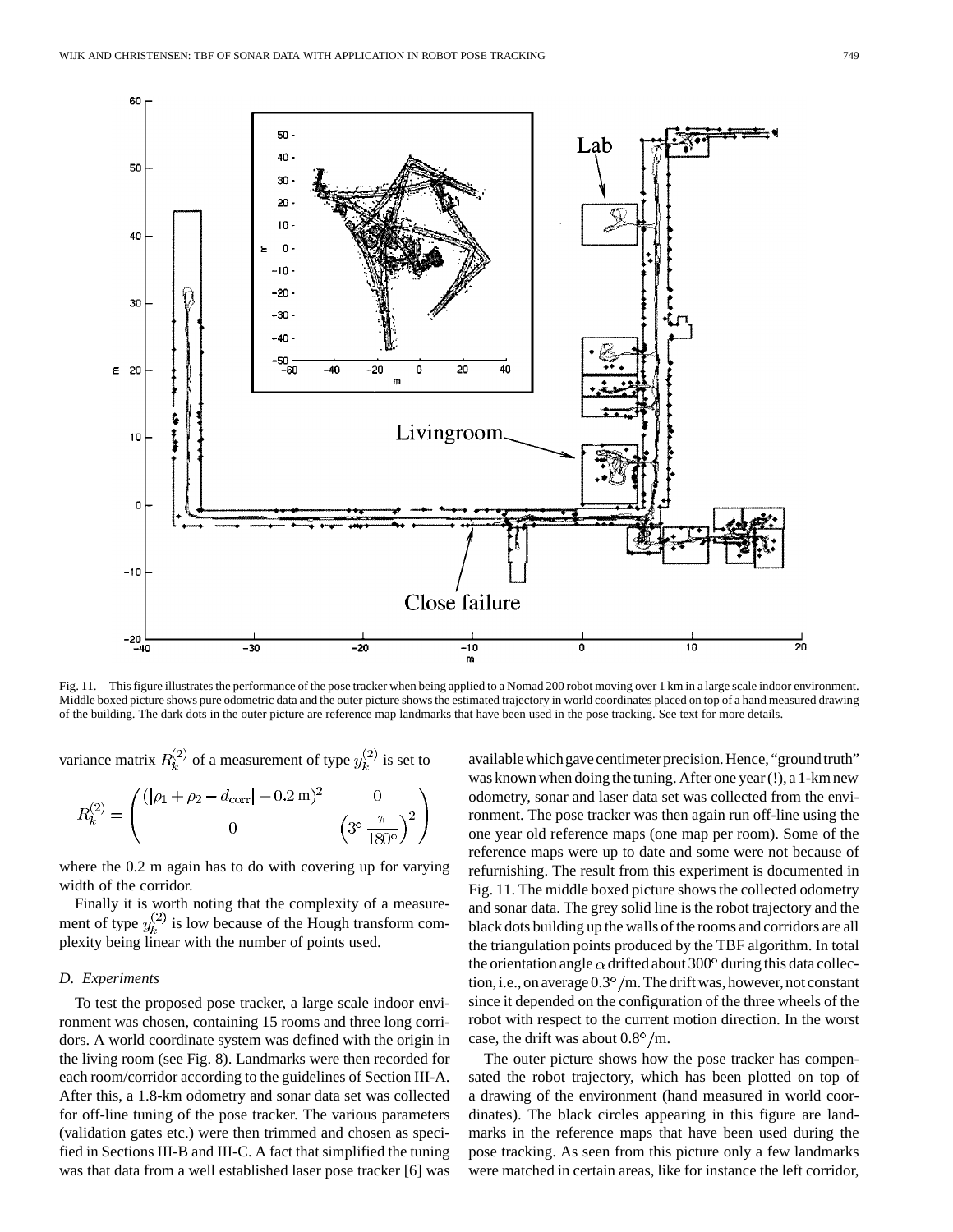Fig. 11. This figure illustrates the performance of the pose tracker when being applied to a Nomad 200 robot moving over 1 km in a large scale indoor environment. Middle boxed picture shows pure odometric data and the outer picture shows the estimated trajectory in world coordinates placed on top of a hand measured drawing of the building. The dark dots in the outer picture are reference map landmarks that have been used in the pose tracking. See text for more details.

variance matrix $R_k^{(2)}$ of a measurement of type $y_k^{(2)}$ is set to

$$R_k^{(2)} = \begin{pmatrix} (|\rho_1 + \rho_2 - d_{\text{corr}}| + 0.2\ \text{m})^2 & 0 \\ 0 & \left(3^\circ \frac{\pi}{180^\circ}\right)^2 \end{pmatrix}$$

where the 0.2 m again has to do with covering up for varying width of the corridor.

Finally it is worth noting that the complexity of a measurement of type $y_k^{(2)}$ is low because of the Hough transform complexity being linear with the number of points used.

### D. Experiments

To test the proposed pose tracker, a large scale indoor environment was chosen, containing 15 rooms and three long corridors. A world coordinate system was defined with the origin in the living room (see Fig. 8). Landmarks were then recorded for each room/corridor according to the guidelines of Section III-A. After this, a 1.8-km odometry and sonar data set was collected for off-line tuning of the pose tracker. The various parameters (validation gates etc.) were then trimmed and chosen as specified in Sections III-B and III-C. A fact that simplified the tuning was that data from a well established laser pose tracker [6] was available which gave centimeter precision. Hence, "ground truth" was known when doing the tuning. After one year (!), a 1-km new odometry, sonar and laser data set was collected from the environment. The pose tracker was then again run off-line using the one year old reference maps (one map per room). Some of the reference maps were up to date and some were not because of refurnishing. The result from this experiment is documented in Fig. 11. The middle boxed picture shows the collected odometry and sonar data. The grey solid line is the robot trajectory and the black dots building up the walls of the rooms and corridors are all the triangulation points produced by the TBF algorithm. In total the orientation angle $\alpha$ drifted about 300° during this data collection, i.e., on average 0.3°/m. The drift was, however, not constant since it depended on the configuration of the three wheels of the robot with respect to the current motion direction. In the worst case, the drift was about 0.8°/m.

The outer picture shows how the pose tracker has compensated the robot trajectory, which has been plotted on top of a drawing of the environment (hand measured in world coordinates). The black circles appearing in this figure are landmarks in the reference maps that have been used during the pose tracking. As seen from this picture only a few landmarks were matched in certain areas, like for instance the left corridor,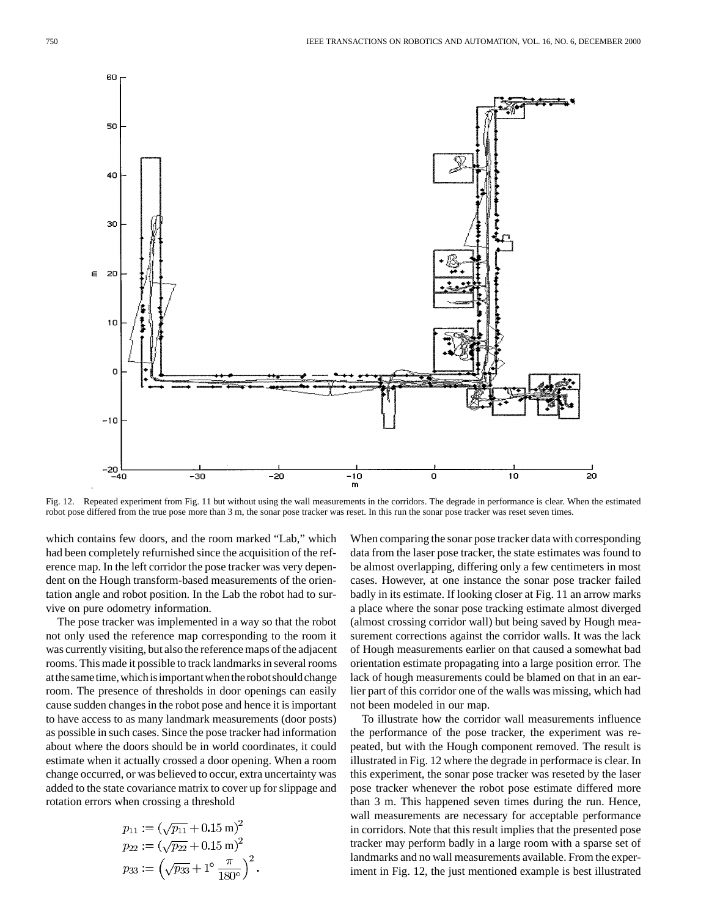Fig. 12. Repeated experiment from Fig. 11 but without using the wall measurements in the corridors. The degrade in performance is clear. When the estimated robot pose differed from the true pose more than 3 m, the sonar pose tracker was reset. In this run the sonar pose tracker was reset seven times.

which contains few doors, and the room marked "Lab," which had been completely refurnished since the acquisition of the reference map. In the left corridor the pose tracker was very dependent on the Hough transform-based measurements of the orientation angle and robot position. In the Lab the robot had to survive on pure odometry information.

The pose tracker was implemented in a way so that the robot not only used the reference map corresponding to the room it was currently visiting, but also the reference maps of the adjacent rooms. This made it possible to track landmarks in several rooms at the same time, which is important when the robot should change room. The presence of thresholds in door openings can easily cause sudden changes in the robot pose and hence it is important to have access to as many landmark measurements (door posts) as possible in such cases. Since the pose tracker had information about where the doors should be in world coordinates, it could estimate when it actually crossed a door opening. When a room change occurred, or was believed to occur, extra uncertainty was added to the state covariance matrix to cover up for slippage and rotation errors when crossing a threshold

$$p_{11} := (\sqrt{p_{11}} + 0.15\ \mathrm{m})^2$$
$$p_{22} := (\sqrt{p_{22}} + 0.15\ \mathrm{m})^2$$
$$p_{33} := \left(\sqrt{p_{33}} + 1^\circ\,\frac{\pi}{180^\circ}\right)^2.$$

When comparing the sonar pose tracker data with corresponding data from the laser pose tracker, the state estimates was found to be almost overlapping, differing only a few centimeters in most cases. However, at one instance the sonar pose tracker failed badly in its estimate. If looking closer at Fig. 11 an arrow marks a place where the sonar pose tracking estimate almost diverged (almost crossing corridor wall) but being saved by Hough measurement corrections against the corridor walls. It was the lack of Hough measurements earlier on that caused a somewhat bad orientation estimate propagating into a large position error. The lack of hough measurements could be blamed on that in an earlier part of this corridor one of the walls was missing, which had not been modeled in our map.

To illustrate how the corridor wall measurements influence the performance of the pose tracker, the experiment was repeated, but with the Hough component removed. The result is illustrated in Fig. 12 where the degrade in performace is clear. In this experiment, the sonar pose tracker was reseted by the laser pose tracker whenever the robot pose estimate differed more than 3 m. This happened seven times during the run. Hence, wall measurements are necessary for acceptable performance in corridors. Note that this result implies that the presented pose tracker may perform badly in a large room with a sparse set of landmarks and no wall measurements available. From the experiment in Fig. 12, the just mentioned example is best illustrated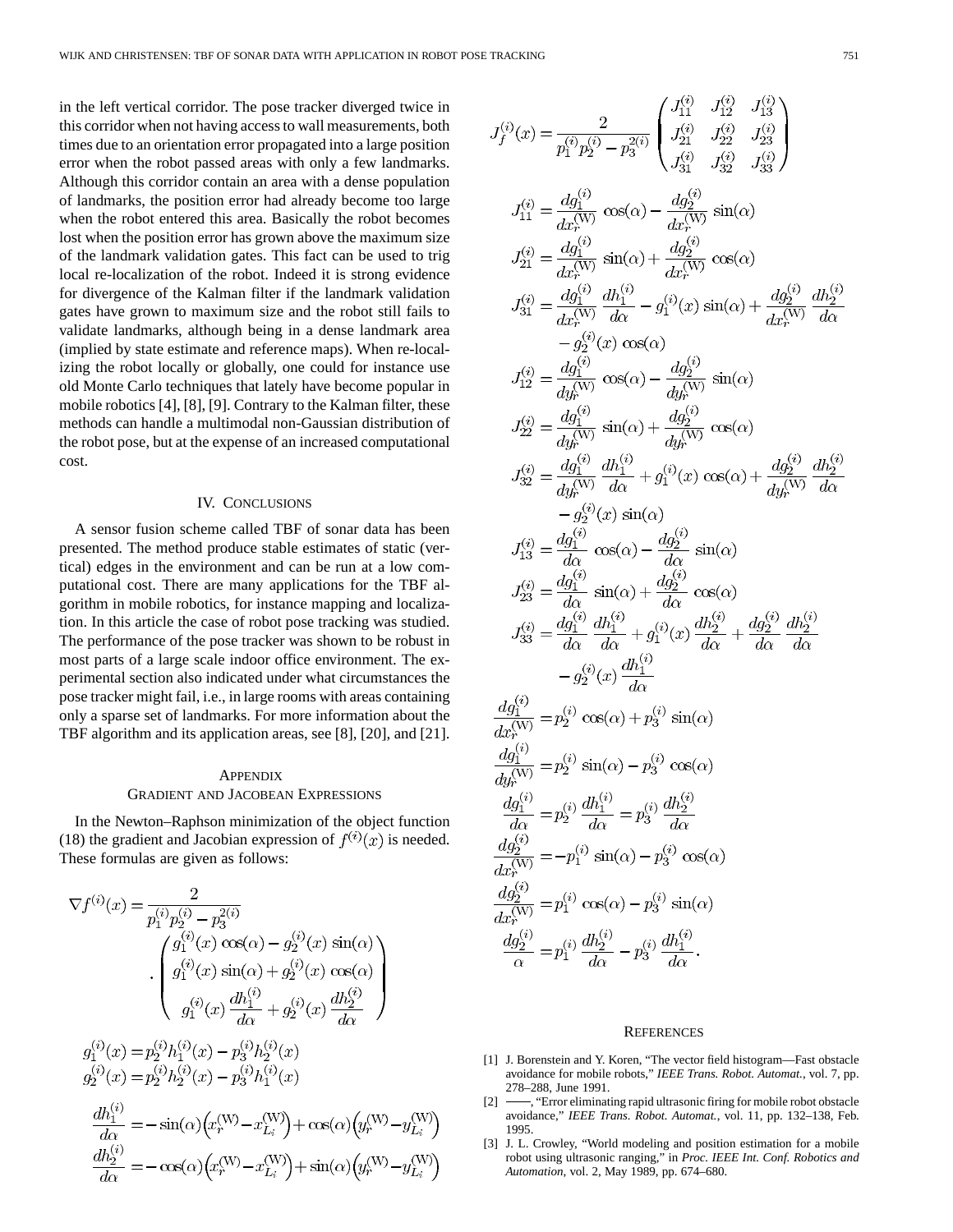in the left vertical corridor. The pose tracker diverged twice in this corridor when not having access to wall measurements, both times due to an orientation error propagated into a large position error when the robot passed areas with only a few landmarks. Although this corridor contain an area with a dense population of landmarks, the position error had already become too large when the robot entered this area. Basically the robot becomes lost when the position error has grown above the maximum size of the landmark validation gates. This fact can be used to trig local re-localization of the robot. Indeed it is strong evidence for divergence of the Kalman filter if the landmark validation gates have grown to maximum size and the robot still fails to validate landmarks, although being in a dense landmark area (implied by state estimate and reference maps). When re-localizing the robot locally or globally, one could for instance use old Monte Carlo techniques that lately have become popular in mobile robotics [4], [8], [9]. Contrary to the Kalman filter, these methods can handle a multimodal non-Gaussian distribution of the robot pose, but at the expense of an increased computational cost.

## IV. Conclusions

A sensor fusion scheme called TBF of sonar data has been presented. The method produce stable estimates of static (vertical) edges in the environment and can be run at a low computational cost. There are many applications for the TBF algorithm in mobile robotics, for instance mapping and localization. In this article the case of robot pose tracking was studied. The performance of the pose tracker was shown to be robust in most parts of a large scale indoor office environment. The experimental section also indicated under what circumstances the pose tracker might fail, i.e., in large rooms with areas containing only a sparse set of landmarks. For more information about the TBF algorithm and its application areas, see [8], [20], and [21].

## Appendix
## Gradient and Jacobean Expressions

In the Newton–Raphson minimization of the object function (18) the gradient and Jacobian expression of $f^{(i)}(x)$ is needed. These formulas are given as follows:

$$\nabla f^{(i)}(x) = \frac{2}{p_1^{(i)} p_2^{(i)} - p_3^{2(i)}} \cdot \begin{pmatrix} g_1^{(i)}(x)\cos(\alpha) - g_2^{(i)}(x)\sin(\alpha) \\ g_1^{(i)}(x)\sin(\alpha) + g_2^{(i)}(x)\cos(\alpha) \\ g_1^{(i)}(x)\dfrac{dh_1^{(i)}}{d\alpha} + g_2^{(i)}(x)\dfrac{dh_2^{(i)}}{d\alpha} \end{pmatrix}$$

$$g_1^{(i)}(x) = p_2^{(i)} h_1^{(i)}(x) - p_3^{(i)} h_2^{(i)}(x)$$
$$g_2^{(i)}(x) = p_2^{(i)} h_2^{(i)}(x) - p_3^{(i)} h_1^{(i)}(x)$$

$$\frac{dh_1^{(i)}}{d\alpha} = -\sin(\alpha)\left(x_r^{(\mathrm{W})} - x_{L_i}^{(\mathrm{W})}\right) + \cos(\alpha)\left(y_r^{(\mathrm{W})} - y_{L_i}^{(\mathrm{W})}\right)$$
$$\frac{dh_2^{(i)}}{d\alpha} = -\cos(\alpha)\left(x_r^{(\mathrm{W})} - x_{L_i}^{(\mathrm{W})}\right) + \sin(\alpha)\left(y_r^{(\mathrm{W})} - y_{L_i}^{(\mathrm{W})}\right)$$

$$J_f^{(i)}(x) = \frac{2}{p_1^{(i)} p_2^{(i)} - p_3^{2(i)}} \begin{pmatrix} J_{11}^{(i)} & J_{12}^{(i)} & J_{13}^{(i)} \\ J_{21}^{(i)} & J_{22}^{(i)} & J_{23}^{(i)} \\ J_{31}^{(i)} & J_{32}^{(i)} & J_{33}^{(i)} \end{pmatrix}$$

$$J_{11}^{(i)} = \frac{dg_1^{(i)}}{dx_r^{(\mathrm{W})}}\cos(\alpha) - \frac{dg_2^{(i)}}{dx_r^{(\mathrm{W})}}\sin(\alpha)$$
$$J_{21}^{(i)} = \frac{dg_1^{(i)}}{dx_r^{(\mathrm{W})}}\sin(\alpha) + \frac{dg_2^{(i)}}{dx_r^{(\mathrm{W})}}\cos(\alpha)$$
$$J_{31}^{(i)} = \frac{dg_1^{(i)}}{dx_r^{(\mathrm{W})}}\frac{dh_1^{(i)}}{d\alpha} - g_1^{(i)}(x)\sin(\alpha) + \frac{dg_2^{(i)}}{dx_r^{(\mathrm{W})}}\frac{dh_2^{(i)}}{d\alpha} - g_2^{(i)}(x)\cos(\alpha)$$
$$J_{12}^{(i)} = \frac{dg_1^{(i)}}{dy_r^{(\mathrm{W})}}\cos(\alpha) - \frac{dg_2^{(i)}}{dy_r^{(\mathrm{W})}}\sin(\alpha)$$
$$J_{22}^{(i)} = \frac{dg_1^{(i)}}{dy_r^{(\mathrm{W})}}\sin(\alpha) + \frac{dg_2^{(i)}}{dy_r^{(\mathrm{W})}}\cos(\alpha)$$
$$J_{32}^{(i)} = \frac{dg_1^{(i)}}{dy_r^{(\mathrm{W})}}\frac{dh_1^{(i)}}{d\alpha} + g_1^{(i)}(x)\cos(\alpha) + \frac{dg_2^{(i)}}{dy_r^{(\mathrm{W})}}\frac{dh_2^{(i)}}{d\alpha} - g_2^{(i)}(x)\sin(\alpha)$$
$$J_{13}^{(i)} = \frac{dg_1^{(i)}}{d\alpha}\cos(\alpha) - \frac{dg_2^{(i)}}{d\alpha}\sin(\alpha)$$
$$J_{23}^{(i)} = \frac{dg_1^{(i)}}{d\alpha}\sin(\alpha) + \frac{dg_2^{(i)}}{d\alpha}\cos(\alpha)$$
$$J_{33}^{(i)} = \frac{dg_1^{(i)}}{d\alpha}\frac{dh_1^{(i)}}{d\alpha} + g_1^{(i)}(x)\frac{dh_2^{(i)}}{d\alpha} + \frac{dg_2^{(i)}}{d\alpha}\frac{dh_2^{(i)}}{d\alpha} - g_2^{(i)}(x)\frac{dh_1^{(i)}}{d\alpha}$$

$$\frac{dg_1^{(i)}}{dx_r^{(\mathrm{W})}} = p_2^{(i)}\cos(\alpha) + p_3^{(i)}\sin(\alpha)$$
$$\frac{dg_1^{(i)}}{dy_r^{(\mathrm{W})}} = p_2^{(i)}\sin(\alpha) - p_3^{(i)}\cos(\alpha)$$
$$\frac{dg_1^{(i)}}{d\alpha} = p_2^{(i)}\frac{dh_1^{(i)}}{d\alpha} = p_3^{(i)}\frac{dh_2^{(i)}}{d\alpha}$$
$$\frac{dg_2^{(i)}}{dx_r^{(\mathrm{W})}} = -p_1^{(i)}\sin(\alpha) - p_3^{(i)}\cos(\alpha)$$
$$\frac{dg_2^{(i)}}{dx_r^{(\mathrm{W})}} = p_1^{(i)}\cos(\alpha) - p_3^{(i)}\sin(\alpha)$$
$$\frac{dg_2^{(i)}}{\alpha} = p_1^{(i)}\frac{dh_2^{(i)}}{d\alpha} - p_3^{(i)}\frac{dh_1^{(i)}}{d\alpha}.$$

## References

[1] J. Borenstein and Y. Koren, "The vector field histogram—Fast obstacle avoidance for mobile robots," *IEEE Trans. Robot. Automat.*, vol. 7, pp. 278–288, June 1991.

[2] ——, "Error eliminating rapid ultrasonic firing for mobile robot obstacle avoidance," *IEEE Trans. Robot. Automat.*, vol. 11, pp. 132–138, Feb. 1995.

[3] J. L. Crowley, "World modeling and position estimation for a mobile robot using ultrasonic ranging," in *Proc. IEEE Int. Conf. Robotics and Automation*, vol. 2, May 1989, pp. 674–680.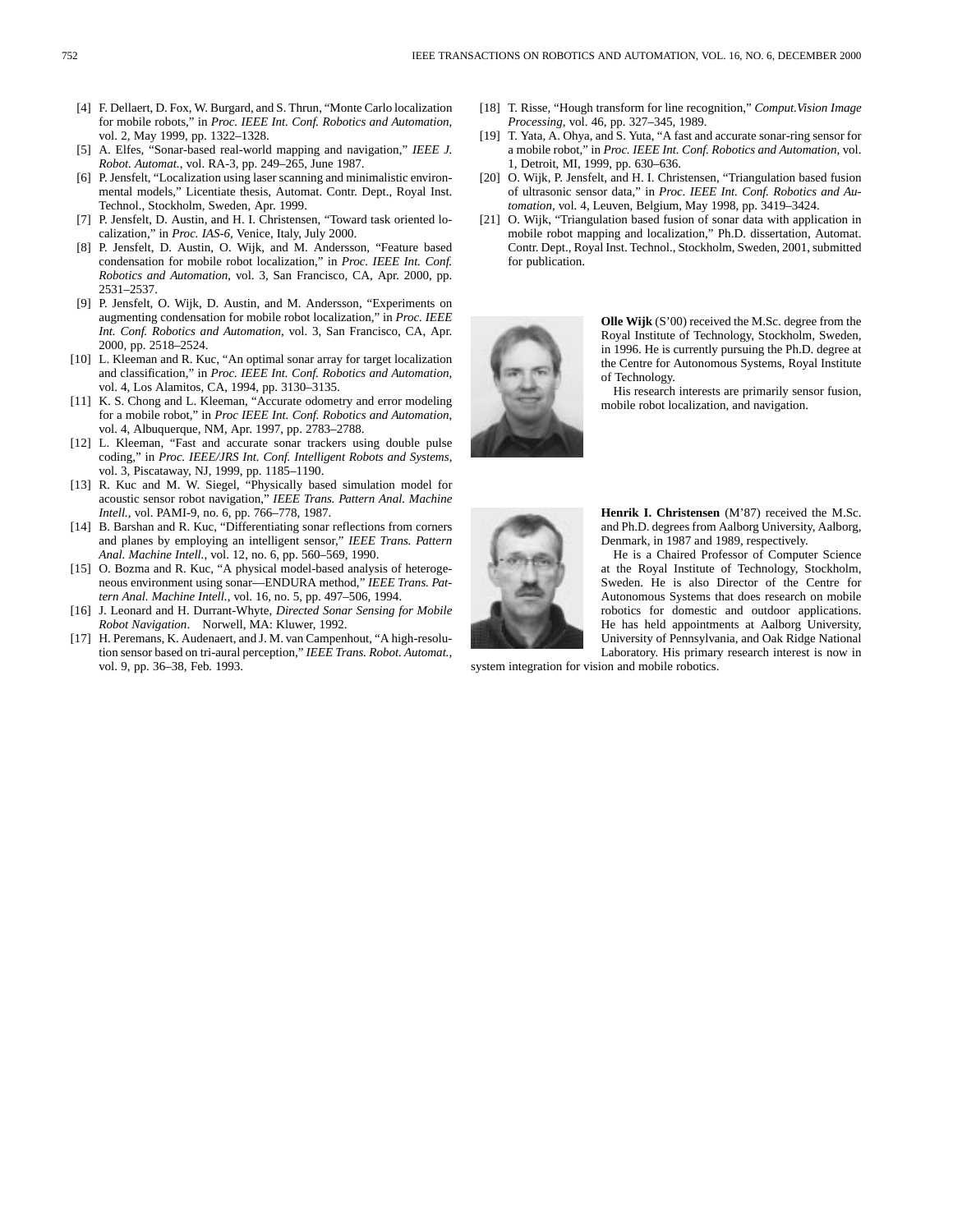[4] F. Dellaert, D. Fox, W. Burgard, and S. Thrun, "Monte Carlo localization for mobile robots," in *Proc. IEEE Int. Conf. Robotics and Automation*, vol. 2, May 1999, pp. 1322–1328.

[5] A. Elfes, "Sonar-based real-world mapping and navigation," *IEEE J. Robot. Automat.*, vol. RA-3, pp. 249–265, June 1987.

[6] P. Jensfelt, "Localization using laser scanning and minimalistic environmental models," Licentiate thesis, Automat. Contr. Dept., Royal Inst. Technol., Stockholm, Sweden, Apr. 1999.

[7] P. Jensfelt, D. Austin, and H. I. Christensen, "Toward task oriented localization," in *Proc. IAS-6*, Venice, Italy, July 2000.

[8] P. Jensfelt, D. Austin, O. Wijk, and M. Andersson, "Feature based condensation for mobile robot localization," in *Proc. IEEE Int. Conf. Robotics and Automation*, vol. 3, San Francisco, CA, Apr. 2000, pp. 2531–2537.

[9] P. Jensfelt, O. Wijk, D. Austin, and M. Andersson, "Experiments on augmenting condensation for mobile robot localization," in *Proc. IEEE Int. Conf. Robotics and Automation*, vol. 3, San Francisco, CA, Apr. 2000, pp. 2518–2524.

[10] L. Kleeman and R. Kuc, "An optimal sonar array for target localization and classification," in *Proc. IEEE Int. Conf. Robotics and Automation*, vol. 4, Los Alamitos, CA, 1994, pp. 3130–3135.

[11] K. S. Chong and L. Kleeman, "Accurate odometry and error modeling for a mobile robot," in *Proc IEEE Int. Conf. Robotics and Automation*, vol. 4, Albuquerque, NM, Apr. 1997, pp. 2783–2788.

[12] L. Kleeman, "Fast and accurate sonar trackers using double pulse coding," in *Proc. IEEE/JRS Int. Conf. Intelligent Robots and Systems*, vol. 3, Piscataway, NJ, 1999, pp. 1185–1190.

[13] R. Kuc and M. W. Siegel, "Physically based simulation model for acoustic sensor robot navigation," *IEEE Trans. Pattern Anal. Machine Intell.*, vol. PAMI-9, no. 6, pp. 766–778, 1987.

[14] B. Barshan and R. Kuc, "Differentiating sonar reflections from corners and planes by employing an intelligent sensor," *IEEE Trans. Pattern Anal. Machine Intell.*, vol. 12, no. 6, pp. 560–569, 1990.

[15] O. Bozma and R. Kuc, "A physical model-based analysis of heterogeneous environment using sonar—ENDURA method," *IEEE Trans. Pattern Anal. Machine Intell.*, vol. 16, no. 5, pp. 497–506, 1994.

[16] J. Leonard and H. Durrant-Whyte, *Directed Sonar Sensing for Mobile Robot Navigation*. Norwell, MA: Kluwer, 1992.

[17] H. Peremans, K. Audenaert, and J. M. van Campenhout, "A high-resolution sensor based on tri-aural perception," *IEEE Trans. Robot. Automat.*, vol. 9, pp. 36–38, Feb. 1993.

[18] T. Risse, "Hough transform for line recognition," *Comput.Vision Image Processing*, vol. 46, pp. 327–345, 1989.

[19] T. Yata, A. Ohya, and S. Yuta, "A fast and accurate sonar-ring sensor for a mobile robot," in *Proc. IEEE Int. Conf. Robotics and Automation*, vol. 1, Detroit, MI, 1999, pp. 630–636.

[20] O. Wijk, P. Jensfelt, and H. I. Christensen, "Triangulation based fusion of ultrasonic sensor data," in *Proc. IEEE Int. Conf. Robotics and Automation*, vol. 4, Leuven, Belgium, May 1998, pp. 3419–3424.

[21] O. Wijk, "Triangulation based fusion of sonar data with application in mobile robot mapping and localization," Ph.D. dissertation, Automat. Contr. Dept., Royal Inst. Technol., Stockholm, Sweden, 2001, submitted for publication.

**Olle Wijk** (S'00) received the M.Sc. degree from the Royal Institute of Technology, Stockholm, Sweden, in 1996. He is currently pursuing the Ph.D. degree at the Centre for Autonomous Systems, Royal Institute of Technology.

His research interests are primarily sensor fusion, mobile robot localization, and navigation.

**Henrik I. Christensen** (M'87) received the M.Sc. and Ph.D. degrees from Aalborg University, Aalborg, Denmark, in 1987 and 1989, respectively.

He is a Chaired Professor of Computer Science at the Royal Institute of Technology, Stockholm, Sweden. He is also Director of the Centre for Autonomous Systems that does research on mobile robotics for domestic and outdoor applications. He has held appointments at Aalborg University, University of Pennsylvania, and Oak Ridge National Laboratory. His primary research interest is now in system integration for vision and mobile robotics.